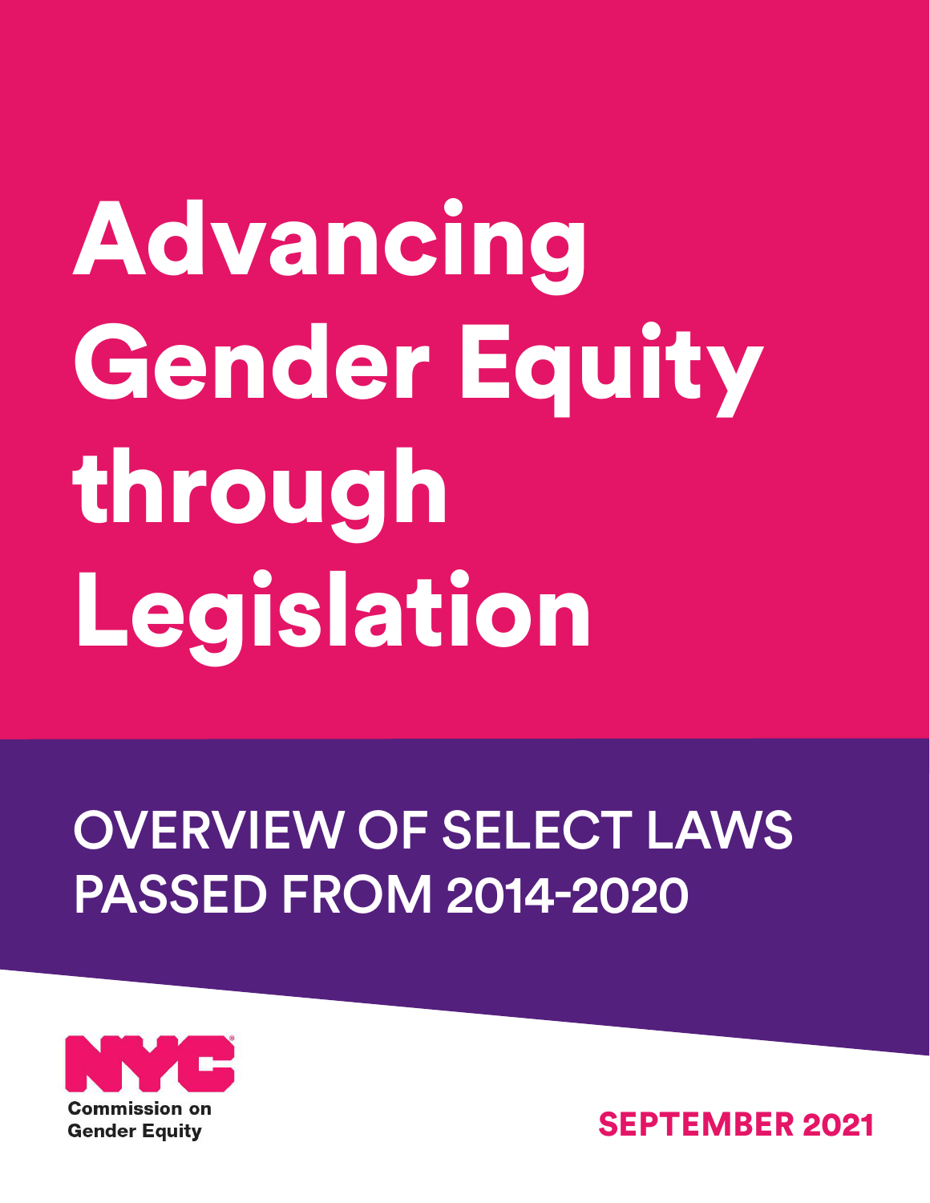# Advancing Gender Equity through Legislation

## OVERVIEW OF SELECT LAWS PASSED FROM 2014-2020

NYC Commission on Gender Equity

SEPTEMBER 2021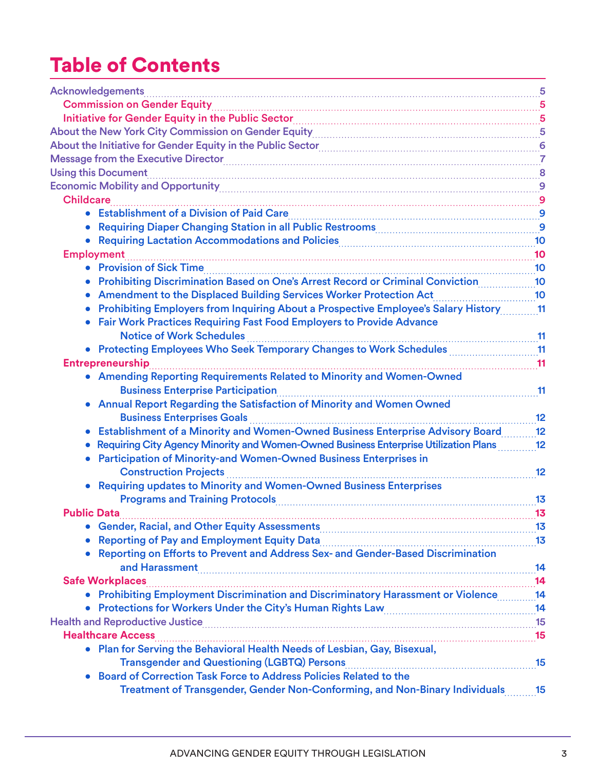# Table of Contents

- Acknowledgements ..... 5
  - Commission on Gender Equity ..... 5
  - Initiative for Gender Equity in the Public Sector ..... 5
- About the New York City Commission on Gender Equity ..... 5
- About the Initiative for Gender Equity in the Public Sector ..... 6
- Message from the Executive Director ..... 7
- Using this Document ..... 8
- Economic Mobility and Opportunity ..... 9
  - Childcare ..... 9
    - Establishment of a Division of Paid Care ..... 9
    - Requiring Diaper Changing Station in all Public Restrooms ..... 9
    - Requiring Lactation Accommodations and Policies ..... 10
  - Employment ..... 10
    - Provision of Sick Time ..... 10
    - Prohibiting Discrimination Based on One's Arrest Record or Criminal Conviction ..... 10
    - Amendment to the Displaced Building Services Worker Protection Act ..... 10
    - Prohibiting Employers from Inquiring About a Prospective Employee's Salary History ..... 11
    - Fair Work Practices Requiring Fast Food Employers to Provide Advance Notice of Work Schedules ..... 11
    - Protecting Employees Who Seek Temporary Changes to Work Schedules ..... 11
  - Entrepreneurship ..... 11
    - Amending Reporting Requirements Related to Minority and Women-Owned Business Enterprise Participation ..... 11
    - Annual Report Regarding the Satisfaction of Minority and Women Owned Business Enterprises Goals ..... 12
    - Establishment of a Minority and Women-Owned Business Enterprise Advisory Board ..... 12
    - Requiring City Agency Minority and Women-Owned Business Enterprise Utilization Plans ..... 12
    - Participation of Minority-and Women-Owned Business Enterprises in Construction Projects ..... 12
    - Requiring updates to Minority and Women-Owned Business Enterprises Programs and Training Protocols ..... 13
  - Public Data ..... 13
    - Gender, Racial, and Other Equity Assessments ..... 13
    - Reporting of Pay and Employment Equity Data ..... 13
    - Reporting on Efforts to Prevent and Address Sex- and Gender-Based Discrimination and Harassment ..... 14
  - Safe Workplaces ..... 14
    - Prohibiting Employment Discrimination and Discriminatory Harassment or Violence ..... 14
    - Protections for Workers Under the City's Human Rights Law ..... 14
- Health and Reproductive Justice ..... 15
  - Healthcare Access ..... 15
    - Plan for Serving the Behavioral Health Needs of Lesbian, Gay, Bisexual, Transgender and Questioning (LGBTQ) Persons ..... 15
    - Board of Correction Task Force to Address Policies Related to the Treatment of Transgender, Gender Non-Conforming, and Non-Binary Individuals ..... 15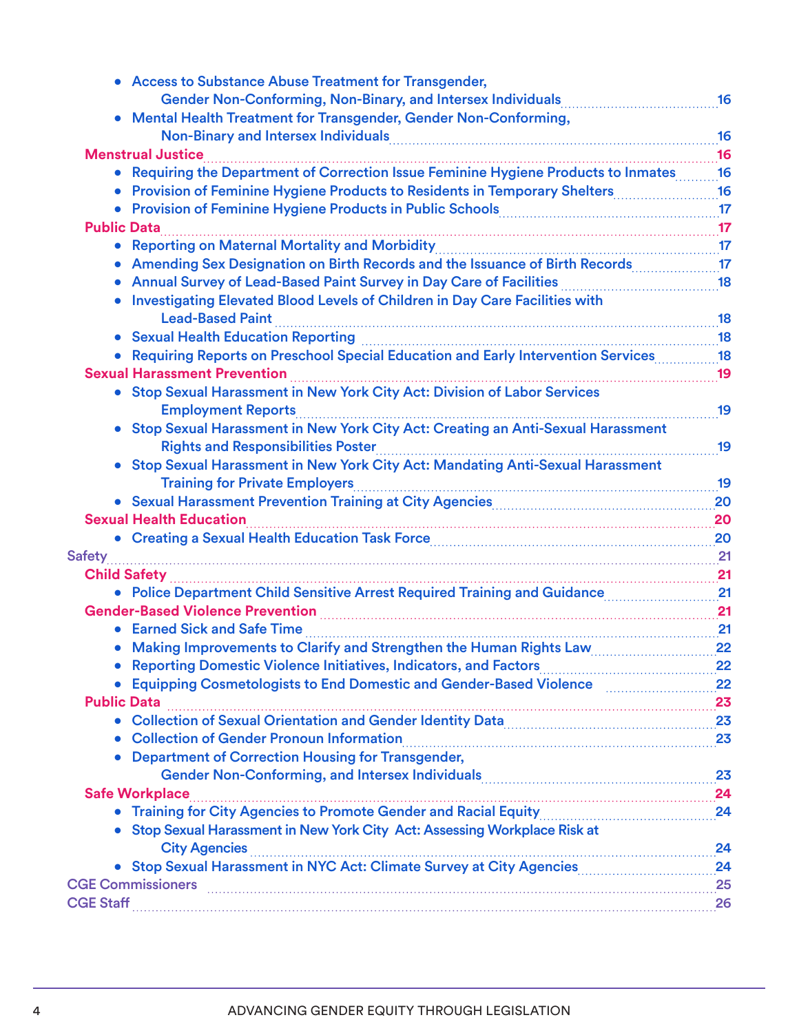- Access to Substance Abuse Treatment for Transgender, Gender Non-Conforming, Non-Binary, and Intersex Individuals ..... 16
- Mental Health Treatment for Transgender, Gender Non-Conforming, Non-Binary and Intersex Individuals ..... 16

**Menstrual Justice** ..... 16

- Requiring the Department of Correction Issue Feminine Hygiene Products to Inmates ..... 16
- Provision of Feminine Hygiene Products to Residents in Temporary Shelters ..... 16
- Provision of Feminine Hygiene Products in Public Schools ..... 17

**Public Data** ..... 17

- Reporting on Maternal Mortality and Morbidity ..... 17
- Amending Sex Designation on Birth Records and the Issuance of Birth Records ..... 17
- Annual Survey of Lead-Based Paint Survey in Day Care of Facilities ..... 18
- Investigating Elevated Blood Levels of Children in Day Care Facilities with Lead-Based Paint ..... 18
- Sexual Health Education Reporting ..... 18
- Requiring Reports on Preschool Special Education and Early Intervention Services ..... 18

**Sexual Harassment Prevention** ..... 19

- Stop Sexual Harassment in New York City Act: Division of Labor Services Employment Reports ..... 19
- Stop Sexual Harassment in New York City Act: Creating an Anti-Sexual Harassment Rights and Responsibilities Poster ..... 19
- Stop Sexual Harassment in New York City Act: Mandating Anti-Sexual Harassment Training for Private Employers ..... 19
- Sexual Harassment Prevention Training at City Agencies ..... 20

**Sexual Health Education** ..... 20

- Creating a Sexual Health Education Task Force ..... 20

Safety ..... 21

**Child Safety** ..... 21

- Police Department Child Sensitive Arrest Required Training and Guidance ..... 21

**Gender-Based Violence Prevention** ..... 21

- Earned Sick and Safe Time ..... 21
- Making Improvements to Clarify and Strengthen the Human Rights Law ..... 22
- Reporting Domestic Violence Initiatives, Indicators, and Factors ..... 22
- Equipping Cosmetologists to End Domestic and Gender-Based Violence ..... 22

**Public Data** ..... 23

- Collection of Sexual Orientation and Gender Identity Data ..... 23
- Collection of Gender Pronoun Information ..... 23
- Department of Correction Housing for Transgender, Gender Non-Conforming, and Intersex Individuals ..... 23

**Safe Workplace** ..... 24

- Training for City Agencies to Promote Gender and Racial Equity ..... 24
- Stop Sexual Harassment in New York City Act: Assessing Workplace Risk at City Agencies ..... 24
- Stop Sexual Harassment in NYC Act: Climate Survey at City Agencies ..... 24

CGE Commissioners ..... 25

CGE Staff ..... 26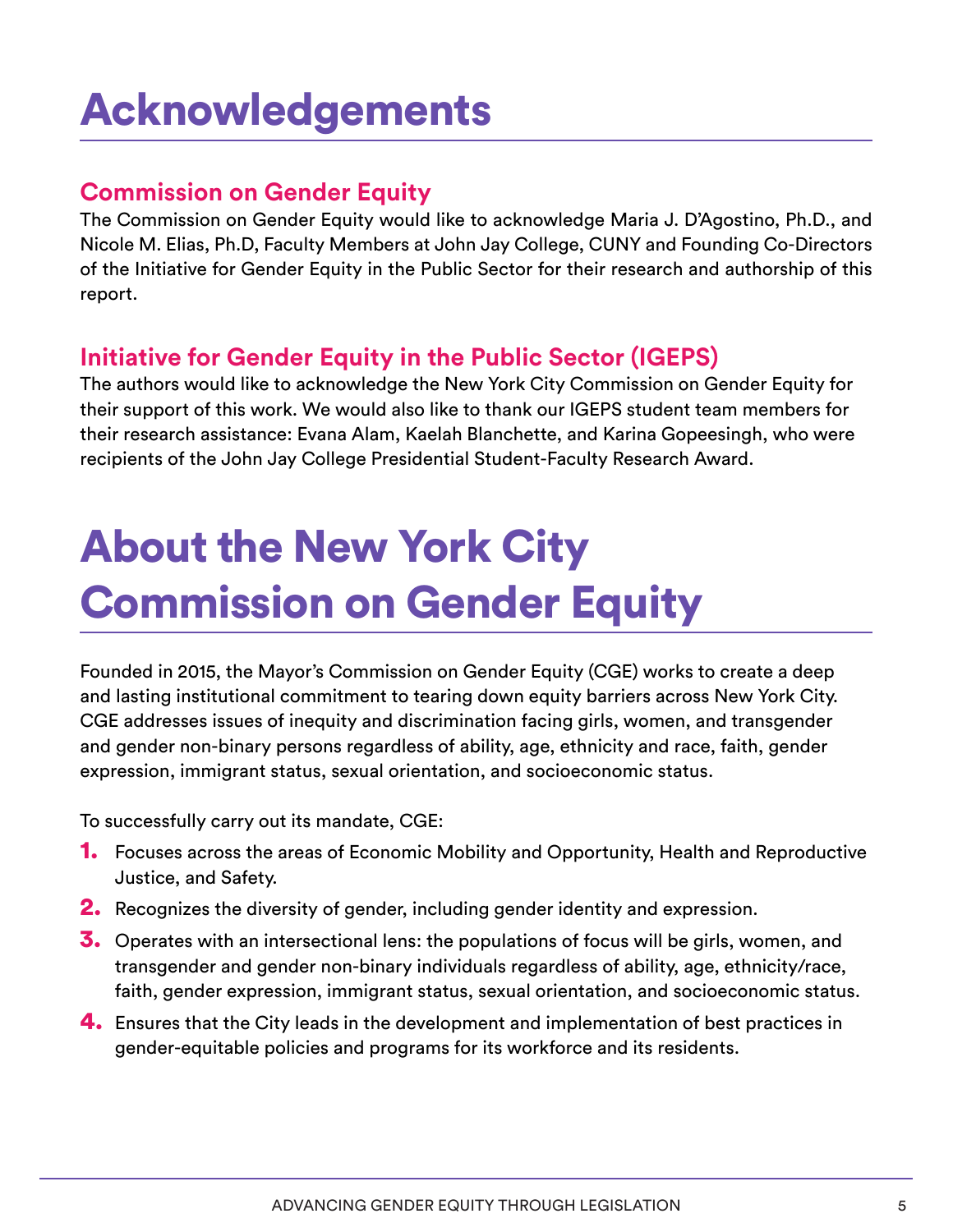# Acknowledgements

## Commission on Gender Equity

The Commission on Gender Equity would like to acknowledge Maria J. D'Agostino, Ph.D., and Nicole M. Elias, Ph.D, Faculty Members at John Jay College, CUNY and Founding Co-Directors of the Initiative for Gender Equity in the Public Sector for their research and authorship of this report.

## Initiative for Gender Equity in the Public Sector (IGEPS)

The authors would like to acknowledge the New York City Commission on Gender Equity for their support of this work. We would also like to thank our IGEPS student team members for their research assistance: Evana Alam, Kaelah Blanchette, and Karina Gopeesingh, who were recipients of the John Jay College Presidential Student-Faculty Research Award.

# About the New York City Commission on Gender Equity

Founded in 2015, the Mayor's Commission on Gender Equity (CGE) works to create a deep and lasting institutional commitment to tearing down equity barriers across New York City. CGE addresses issues of inequity and discrimination facing girls, women, and transgender and gender non-binary persons regardless of ability, age, ethnicity and race, faith, gender expression, immigrant status, sexual orientation, and socioeconomic status.

To successfully carry out its mandate, CGE:

1. Focuses across the areas of Economic Mobility and Opportunity, Health and Reproductive Justice, and Safety.
2. Recognizes the diversity of gender, including gender identity and expression.
3. Operates with an intersectional lens: the populations of focus will be girls, women, and transgender and gender non-binary individuals regardless of ability, age, ethnicity/race, faith, gender expression, immigrant status, sexual orientation, and socioeconomic status.
4. Ensures that the City leads in the development and implementation of best practices in gender-equitable policies and programs for its workforce and its residents.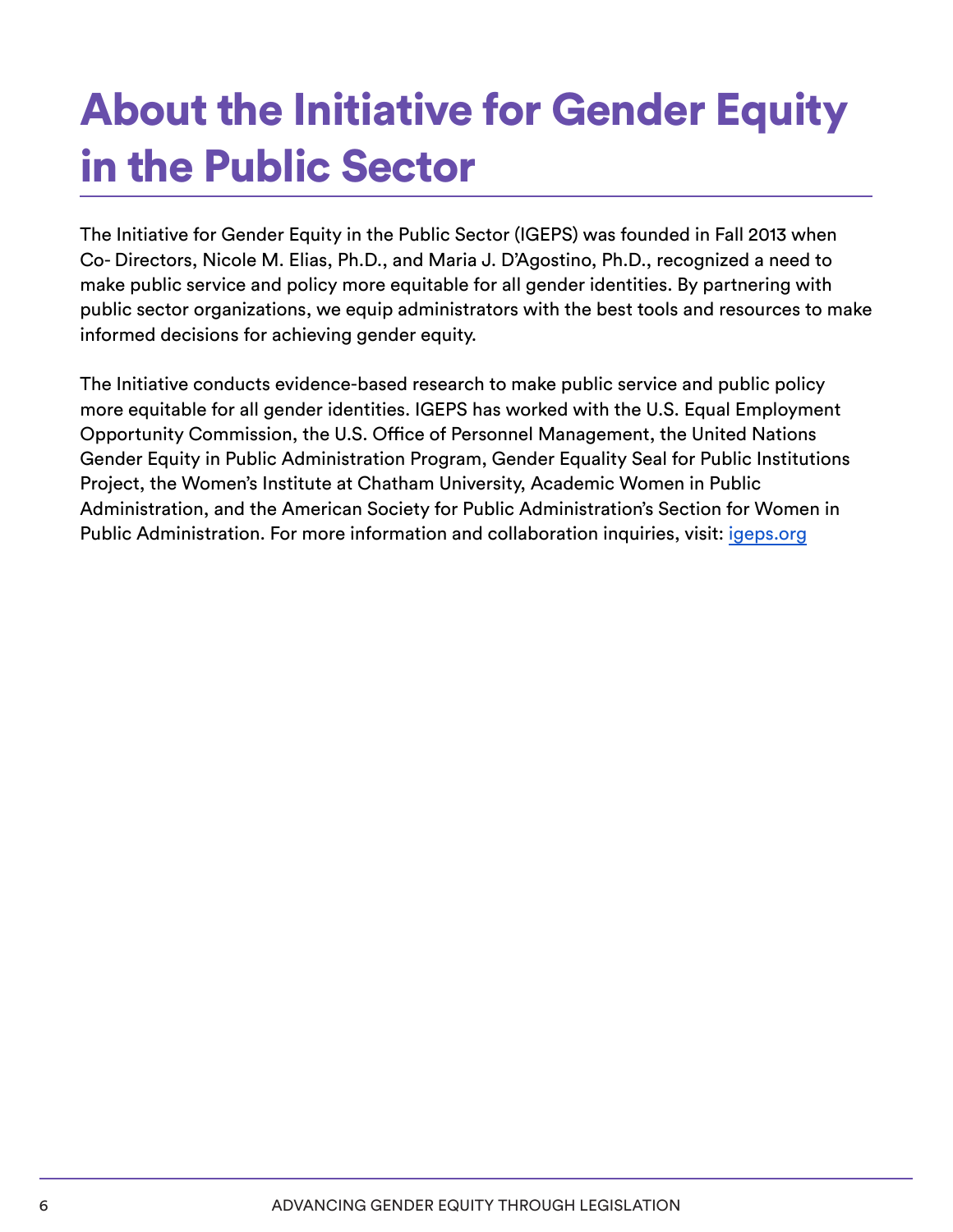# About the Initiative for Gender Equity in the Public Sector

The Initiative for Gender Equity in the Public Sector (IGEPS) was founded in Fall 2013 when Co- Directors, Nicole M. Elias, Ph.D., and Maria J. D'Agostino, Ph.D., recognized a need to make public service and policy more equitable for all gender identities. By partnering with public sector organizations, we equip administrators with the best tools and resources to make informed decisions for achieving gender equity.

The Initiative conducts evidence-based research to make public service and public policy more equitable for all gender identities. IGEPS has worked with the U.S. Equal Employment Opportunity Commission, the U.S. Office of Personnel Management, the United Nations Gender Equity in Public Administration Program, Gender Equality Seal for Public Institutions Project, the Women's Institute at Chatham University, Academic Women in Public Administration, and the American Society for Public Administration's Section for Women in Public Administration. For more information and collaboration inquiries, visit: [igeps.org](https://igeps.org)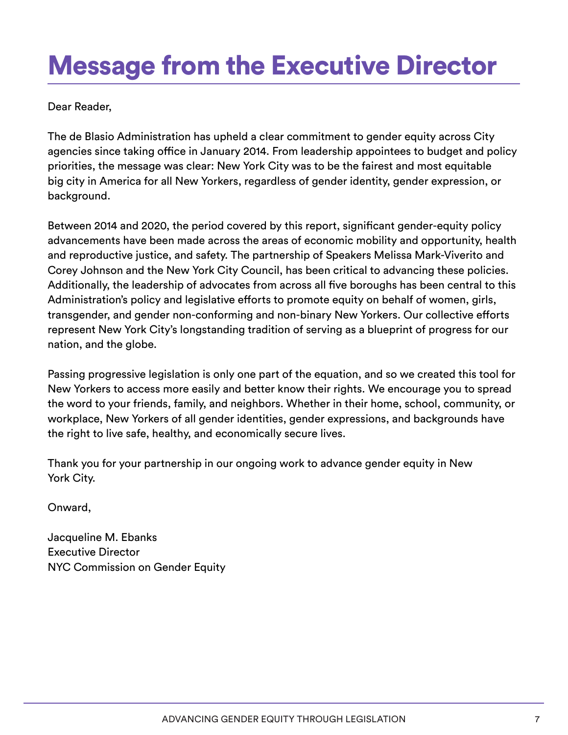# Message from the Executive Director

Dear Reader,

The de Blasio Administration has upheld a clear commitment to gender equity across City agencies since taking office in January 2014. From leadership appointees to budget and policy priorities, the message was clear: New York City was to be the fairest and most equitable big city in America for all New Yorkers, regardless of gender identity, gender expression, or background.

Between 2014 and 2020, the period covered by this report, significant gender-equity policy advancements have been made across the areas of economic mobility and opportunity, health and reproductive justice, and safety. The partnership of Speakers Melissa Mark-Viverito and Corey Johnson and the New York City Council, has been critical to advancing these policies. Additionally, the leadership of advocates from across all five boroughs has been central to this Administration's policy and legislative efforts to promote equity on behalf of women, girls, transgender, and gender non-conforming and non-binary New Yorkers. Our collective efforts represent New York City's longstanding tradition of serving as a blueprint of progress for our nation, and the globe.

Passing progressive legislation is only one part of the equation, and so we created this tool for New Yorkers to access more easily and better know their rights. We encourage you to spread the word to your friends, family, and neighbors. Whether in their home, school, community, or workplace, New Yorkers of all gender identities, gender expressions, and backgrounds have the right to live safe, healthy, and economically secure lives.

Thank you for your partnership in our ongoing work to advance gender equity in New York City.

Onward,

Jacqueline M. Ebanks
Executive Director
NYC Commission on Gender Equity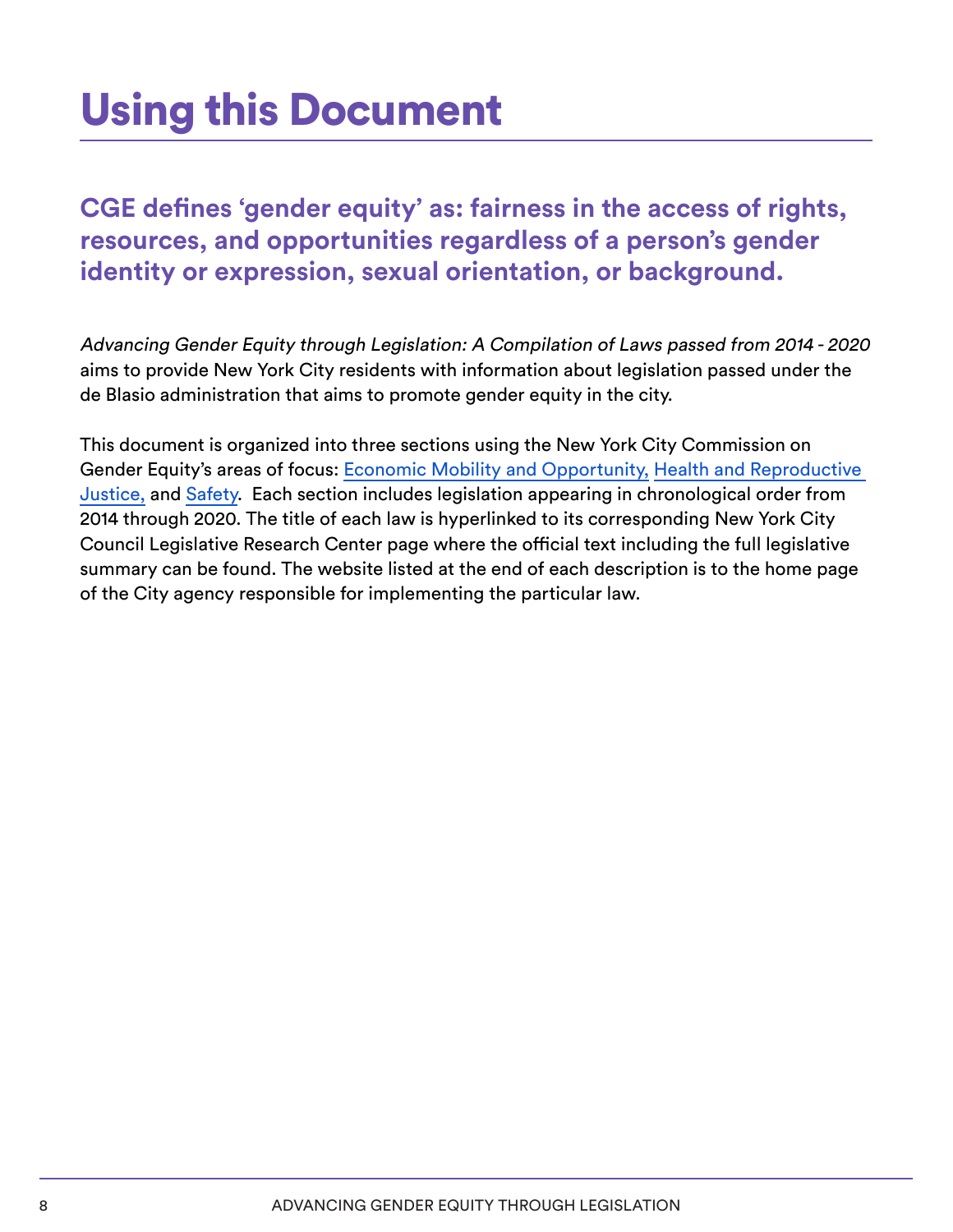# Using this Document

**CGE defines 'gender equity' as: fairness in the access of rights, resources, and opportunities regardless of a person's gender identity or expression, sexual orientation, or background.**

*Advancing Gender Equity through Legislation: A Compilation of Laws passed from 2014 - 2020* aims to provide New York City residents with information about legislation passed under the de Blasio administration that aims to promote gender equity in the city.

This document is organized into three sections using the New York City Commission on Gender Equity's areas of focus: Economic Mobility and Opportunity, Health and Reproductive Justice, and Safety. Each section includes legislation appearing in chronological order from 2014 through 2020. The title of each law is hyperlinked to its corresponding New York City Council Legislative Research Center page where the official text including the full legislative summary can be found. The website listed at the end of each description is to the home page of the City agency responsible for implementing the particular law.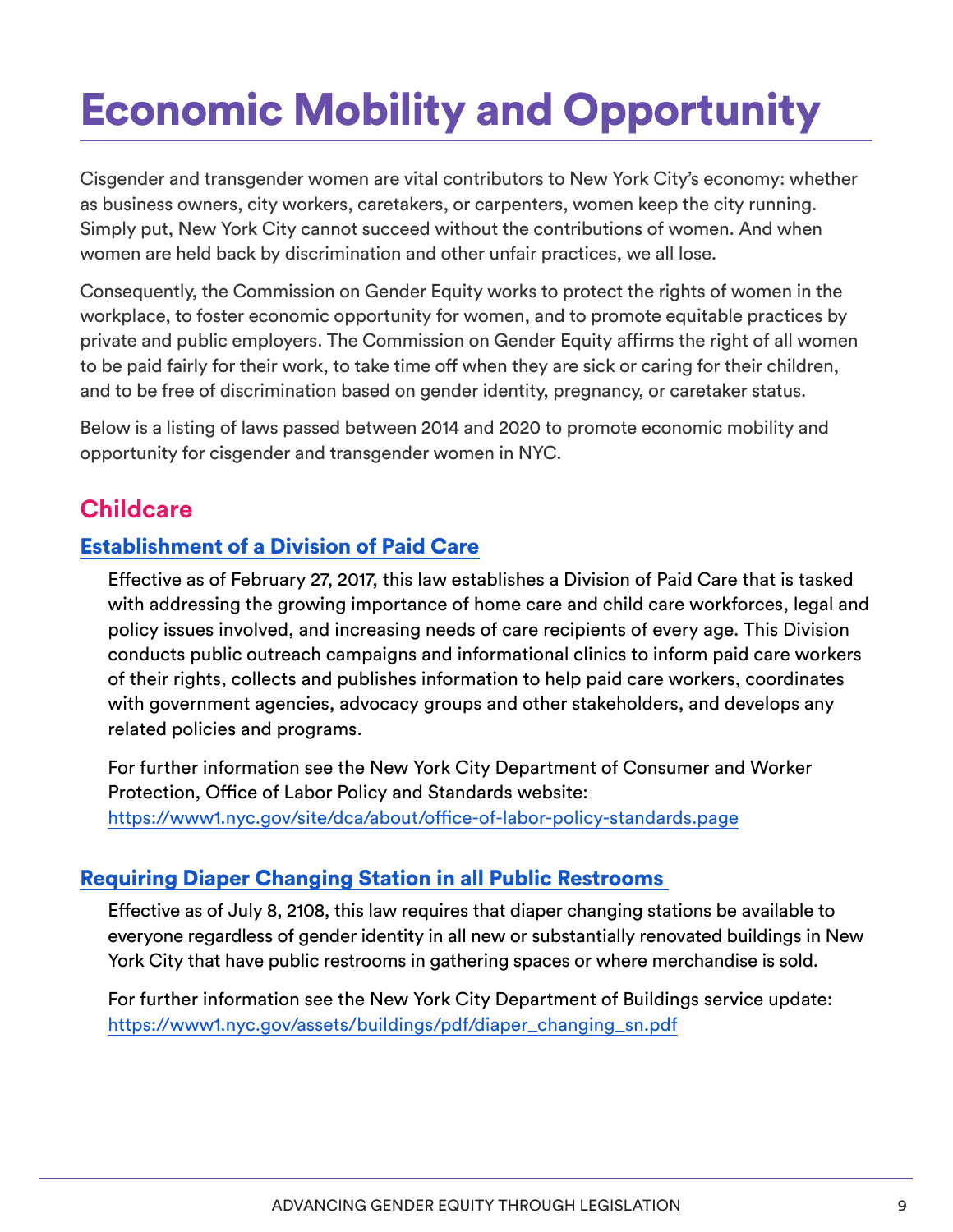# Economic Mobility and Opportunity

Cisgender and transgender women are vital contributors to New York City's economy: whether as business owners, city workers, caretakers, or carpenters, women keep the city running. Simply put, New York City cannot succeed without the contributions of women. And when women are held back by discrimination and other unfair practices, we all lose.

Consequently, the Commission on Gender Equity works to protect the rights of women in the workplace, to foster economic opportunity for women, and to promote equitable practices by private and public employers. The Commission on Gender Equity affirms the right of all women to be paid fairly for their work, to take time off when they are sick or caring for their children, and to be free of discrimination based on gender identity, pregnancy, or caretaker status.

Below is a listing of laws passed between 2014 and 2020 to promote economic mobility and opportunity for cisgender and transgender women in NYC.

## Childcare

### Establishment of a Division of Paid Care

Effective as of February 27, 2017, this law establishes a Division of Paid Care that is tasked with addressing the growing importance of home care and child care workforces, legal and policy issues involved, and increasing needs of care recipients of every age. This Division conducts public outreach campaigns and informational clinics to inform paid care workers of their rights, collects and publishes information to help paid care workers, coordinates with government agencies, advocacy groups and other stakeholders, and develops any related policies and programs.

For further information see the New York City Department of Consumer and Worker Protection, Office of Labor Policy and Standards website: https://www1.nyc.gov/site/dca/about/office-of-labor-policy-standards.page

### Requiring Diaper Changing Station in all Public Restrooms

Effective as of July 8, 2108, this law requires that diaper changing stations be available to everyone regardless of gender identity in all new or substantially renovated buildings in New York City that have public restrooms in gathering spaces or where merchandise is sold.

For further information see the New York City Department of Buildings service update: https://www1.nyc.gov/assets/buildings/pdf/diaper_changing_sn.pdf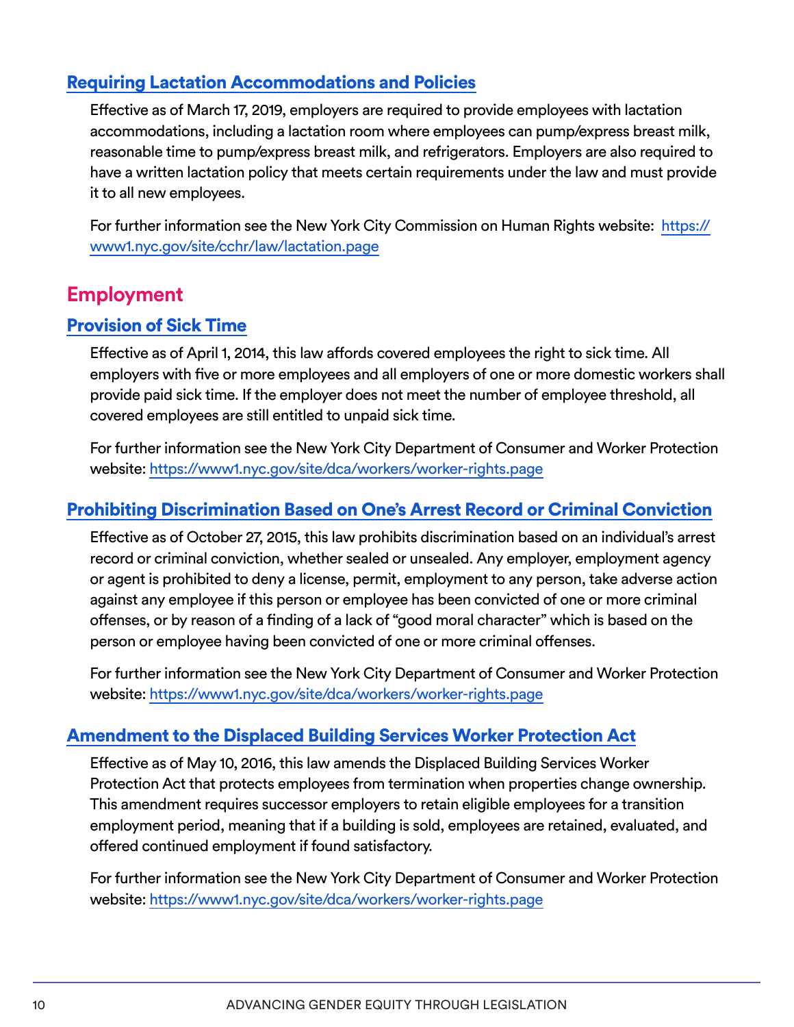### Requiring Lactation Accommodations and Policies

Effective as of March 17, 2019, employers are required to provide employees with lactation accommodations, including a lactation room where employees can pump/express breast milk, reasonable time to pump/express breast milk, and refrigerators. Employers are also required to have a written lactation policy that meets certain requirements under the law and must provide it to all new employees.

For further information see the New York City Commission on Human Rights website: https://www1.nyc.gov/site/cchr/law/lactation.page

## Employment

### Provision of Sick Time

Effective as of April 1, 2014, this law affords covered employees the right to sick time. All employers with five or more employees and all employers of one or more domestic workers shall provide paid sick time. If the employer does not meet the number of employee threshold, all covered employees are still entitled to unpaid sick time.

For further information see the New York City Department of Consumer and Worker Protection website: https://www1.nyc.gov/site/dca/workers/worker-rights.page

### Prohibiting Discrimination Based on One's Arrest Record or Criminal Conviction

Effective as of October 27, 2015, this law prohibits discrimination based on an individual's arrest record or criminal conviction, whether sealed or unsealed. Any employer, employment agency or agent is prohibited to deny a license, permit, employment to any person, take adverse action against any employee if this person or employee has been convicted of one or more criminal offenses, or by reason of a finding of a lack of "good moral character" which is based on the person or employee having been convicted of one or more criminal offenses.

For further information see the New York City Department of Consumer and Worker Protection website: https://www1.nyc.gov/site/dca/workers/worker-rights.page

### Amendment to the Displaced Building Services Worker Protection Act

Effective as of May 10, 2016, this law amends the Displaced Building Services Worker Protection Act that protects employees from termination when properties change ownership. This amendment requires successor employers to retain eligible employees for a transition employment period, meaning that if a building is sold, employees are retained, evaluated, and offered continued employment if found satisfactory.

For further information see the New York City Department of Consumer and Worker Protection website: https://www1.nyc.gov/site/dca/workers/worker-rights.page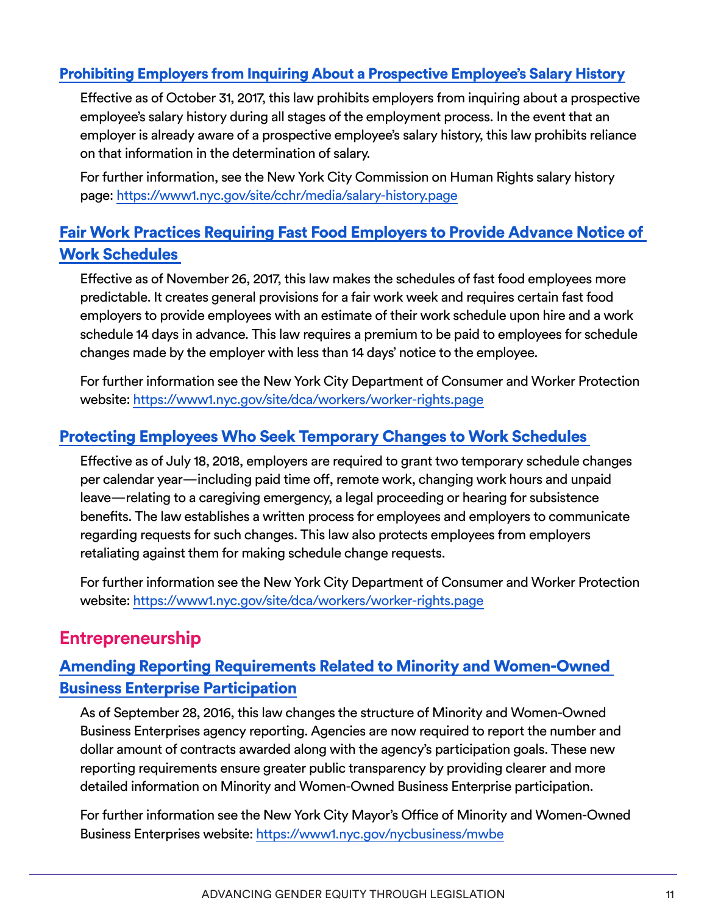### Prohibiting Employers from Inquiring About a Prospective Employee's Salary History

Effective as of October 31, 2017, this law prohibits employers from inquiring about a prospective employee's salary history during all stages of the employment process. In the event that an employer is already aware of a prospective employee's salary history, this law prohibits reliance on that information in the determination of salary.

For further information, see the New York City Commission on Human Rights salary history page: https://www1.nyc.gov/site/cchr/media/salary-history.page

### Fair Work Practices Requiring Fast Food Employers to Provide Advance Notice of Work Schedules

Effective as of November 26, 2017, this law makes the schedules of fast food employees more predictable. It creates general provisions for a fair work week and requires certain fast food employers to provide employees with an estimate of their work schedule upon hire and a work schedule 14 days in advance. This law requires a premium to be paid to employees for schedule changes made by the employer with less than 14 days' notice to the employee.

For further information see the New York City Department of Consumer and Worker Protection website: https://www1.nyc.gov/site/dca/workers/worker-rights.page

### Protecting Employees Who Seek Temporary Changes to Work Schedules

Effective as of July 18, 2018, employers are required to grant two temporary schedule changes per calendar year—including paid time off, remote work, changing work hours and unpaid leave—relating to a caregiving emergency, a legal proceeding or hearing for subsistence benefits. The law establishes a written process for employees and employers to communicate regarding requests for such changes. This law also protects employees from employers retaliating against them for making schedule change requests.

For further information see the New York City Department of Consumer and Worker Protection website: https://www1.nyc.gov/site/dca/workers/worker-rights.page

## Entrepreneurship

### Amending Reporting Requirements Related to Minority and Women-Owned Business Enterprise Participation

As of September 28, 2016, this law changes the structure of Minority and Women-Owned Business Enterprises agency reporting. Agencies are now required to report the number and dollar amount of contracts awarded along with the agency's participation goals. These new reporting requirements ensure greater public transparency by providing clearer and more detailed information on Minority and Women-Owned Business Enterprise participation.

For further information see the New York City Mayor's Office of Minority and Women-Owned Business Enterprises website: https://www1.nyc.gov/nycbusiness/mwbe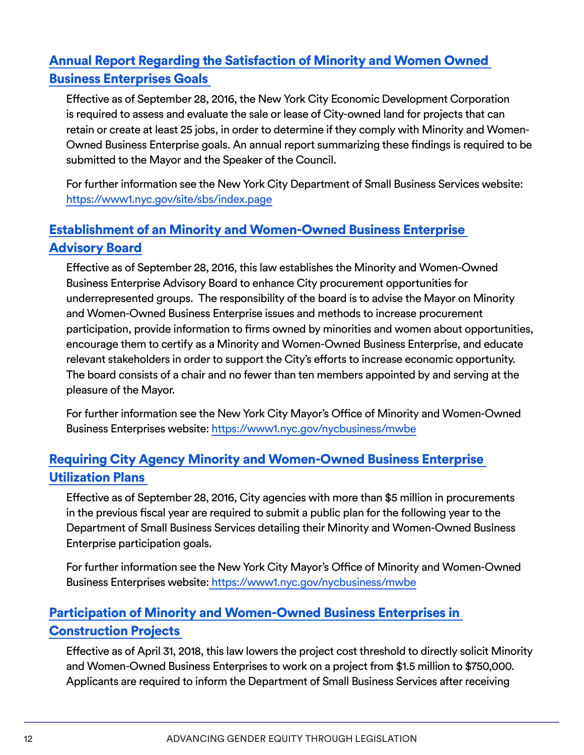## [Annual Report Regarding the Satisfaction of Minority and Women Owned Business Enterprises Goals](#)

Effective as of September 28, 2016, the New York City Economic Development Corporation is required to assess and evaluate the sale or lease of City-owned land for projects that can retain or create at least 25 jobs, in order to determine if they comply with Minority and Women-Owned Business Enterprise goals. An annual report summarizing these findings is required to be submitted to the Mayor and the Speaker of the Council.

For further information see the New York City Department of Small Business Services website: https://www1.nyc.gov/site/sbs/index.page

## [Establishment of an Minority and Women-Owned Business Enterprise Advisory Board](#)

Effective as of September 28, 2016, this law establishes the Minority and Women-Owned Business Enterprise Advisory Board to enhance City procurement opportunities for underrepresented groups. The responsibility of the board is to advise the Mayor on Minority and Women-Owned Business Enterprise issues and methods to increase procurement participation, provide information to firms owned by minorities and women about opportunities, encourage them to certify as a Minority and Women-Owned Business Enterprise, and educate relevant stakeholders in order to support the City's efforts to increase economic opportunity. The board consists of a chair and no fewer than ten members appointed by and serving at the pleasure of the Mayor.

For further information see the New York City Mayor's Office of Minority and Women-Owned Business Enterprises website: https://www1.nyc.gov/nycbusiness/mwbe

## [Requiring City Agency Minority and Women-Owned Business Enterprise Utilization Plans](#)

Effective as of September 28, 2016, City agencies with more than $5 million in procurements in the previous fiscal year are required to submit a public plan for the following year to the Department of Small Business Services detailing their Minority and Women-Owned Business Enterprise participation goals.

For further information see the New York City Mayor's Office of Minority and Women-Owned Business Enterprises website: https://www1.nyc.gov/nycbusiness/mwbe

## [Participation of Minority and Women-Owned Business Enterprises in Construction Projects](#)

Effective as of April 31, 2018, this law lowers the project cost threshold to directly solicit Minority and Women-Owned Business Enterprises to work on a project from $1.5 million to $750,000. Applicants are required to inform the Department of Small Business Services after receiving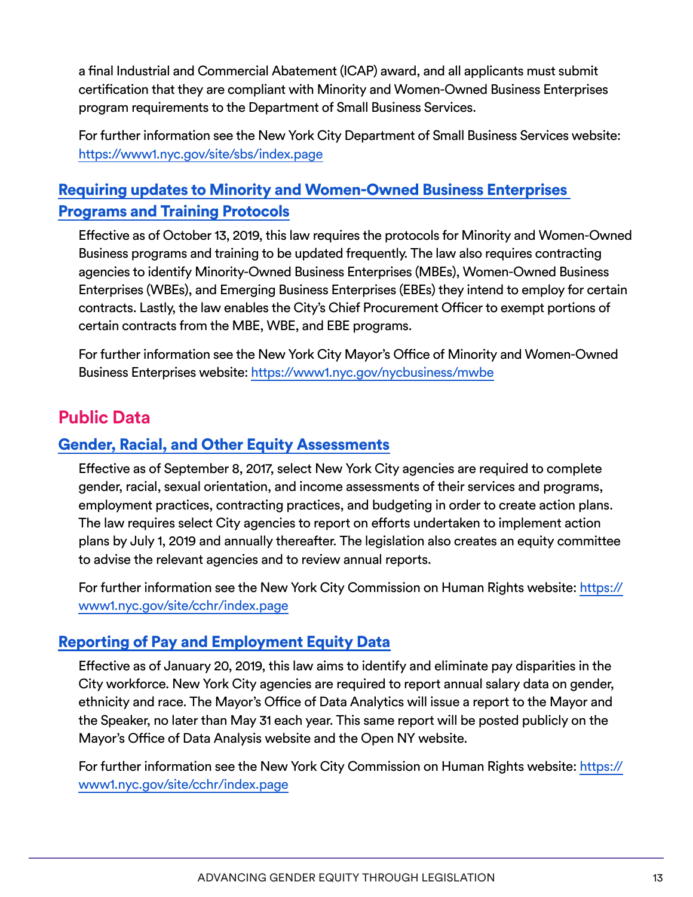a final Industrial and Commercial Abatement (ICAP) award, and all applicants must submit certification that they are compliant with Minority and Women-Owned Business Enterprises program requirements to the Department of Small Business Services.

For further information see the New York City Department of Small Business Services website: https://www1.nyc.gov/site/sbs/index.page

### Requiring updates to Minority and Women-Owned Business Enterprises Programs and Training Protocols

Effective as of October 13, 2019, this law requires the protocols for Minority and Women-Owned Business programs and training to be updated frequently. The law also requires contracting agencies to identify Minority-Owned Business Enterprises (MBEs), Women-Owned Business Enterprises (WBEs), and Emerging Business Enterprises (EBEs) they intend to employ for certain contracts. Lastly, the law enables the City's Chief Procurement Officer to exempt portions of certain contracts from the MBE, WBE, and EBE programs.

For further information see the New York City Mayor's Office of Minority and Women-Owned Business Enterprises website: https://www1.nyc.gov/nycbusiness/mwbe

## Public Data

### Gender, Racial, and Other Equity Assessments

Effective as of September 8, 2017, select New York City agencies are required to complete gender, racial, sexual orientation, and income assessments of their services and programs, employment practices, contracting practices, and budgeting in order to create action plans. The law requires select City agencies to report on efforts undertaken to implement action plans by July 1, 2019 and annually thereafter. The legislation also creates an equity committee to advise the relevant agencies and to review annual reports.

For further information see the New York City Commission on Human Rights website: https://www1.nyc.gov/site/cchr/index.page

### Reporting of Pay and Employment Equity Data

Effective as of January 20, 2019, this law aims to identify and eliminate pay disparities in the City workforce. New York City agencies are required to report annual salary data on gender, ethnicity and race. The Mayor's Office of Data Analytics will issue a report to the Mayor and the Speaker, no later than May 31 each year. This same report will be posted publicly on the Mayor's Office of Data Analysis website and the Open NY website.

For further information see the New York City Commission on Human Rights website: https://www1.nyc.gov/site/cchr/index.page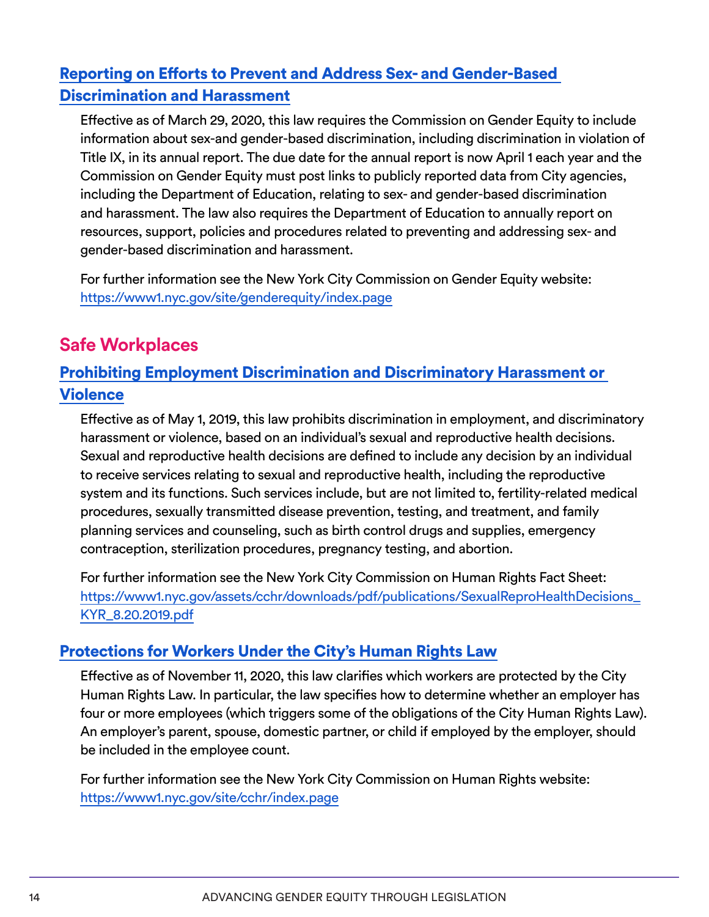### Reporting on Efforts to Prevent and Address Sex- and Gender-Based Discrimination and Harassment

Effective as of March 29, 2020, this law requires the Commission on Gender Equity to include information about sex-and gender-based discrimination, including discrimination in violation of Title IX, in its annual report. The due date for the annual report is now April 1 each year and the Commission on Gender Equity must post links to publicly reported data from City agencies, including the Department of Education, relating to sex- and gender-based discrimination and harassment. The law also requires the Department of Education to annually report on resources, support, policies and procedures related to preventing and addressing sex- and gender-based discrimination and harassment.

For further information see the New York City Commission on Gender Equity website: https://www1.nyc.gov/site/genderequity/index.page

## Safe Workplaces

### Prohibiting Employment Discrimination and Discriminatory Harassment or Violence

Effective as of May 1, 2019, this law prohibits discrimination in employment, and discriminatory harassment or violence, based on an individual's sexual and reproductive health decisions. Sexual and reproductive health decisions are defined to include any decision by an individual to receive services relating to sexual and reproductive health, including the reproductive system and its functions. Such services include, but are not limited to, fertility-related medical procedures, sexually transmitted disease prevention, testing, and treatment, and family planning services and counseling, such as birth control drugs and supplies, emergency contraception, sterilization procedures, pregnancy testing, and abortion.

For further information see the New York City Commission on Human Rights Fact Sheet: https://www1.nyc.gov/assets/cchr/downloads/pdf/publications/SexualReproHealthDecisions_KYR_8.20.2019.pdf

### Protections for Workers Under the City's Human Rights Law

Effective as of November 11, 2020, this law clarifies which workers are protected by the City Human Rights Law. In particular, the law specifies how to determine whether an employer has four or more employees (which triggers some of the obligations of the City Human Rights Law). An employer's parent, spouse, domestic partner, or child if employed by the employer, should be included in the employee count.

For further information see the New York City Commission on Human Rights website: https://www1.nyc.gov/site/cchr/index.page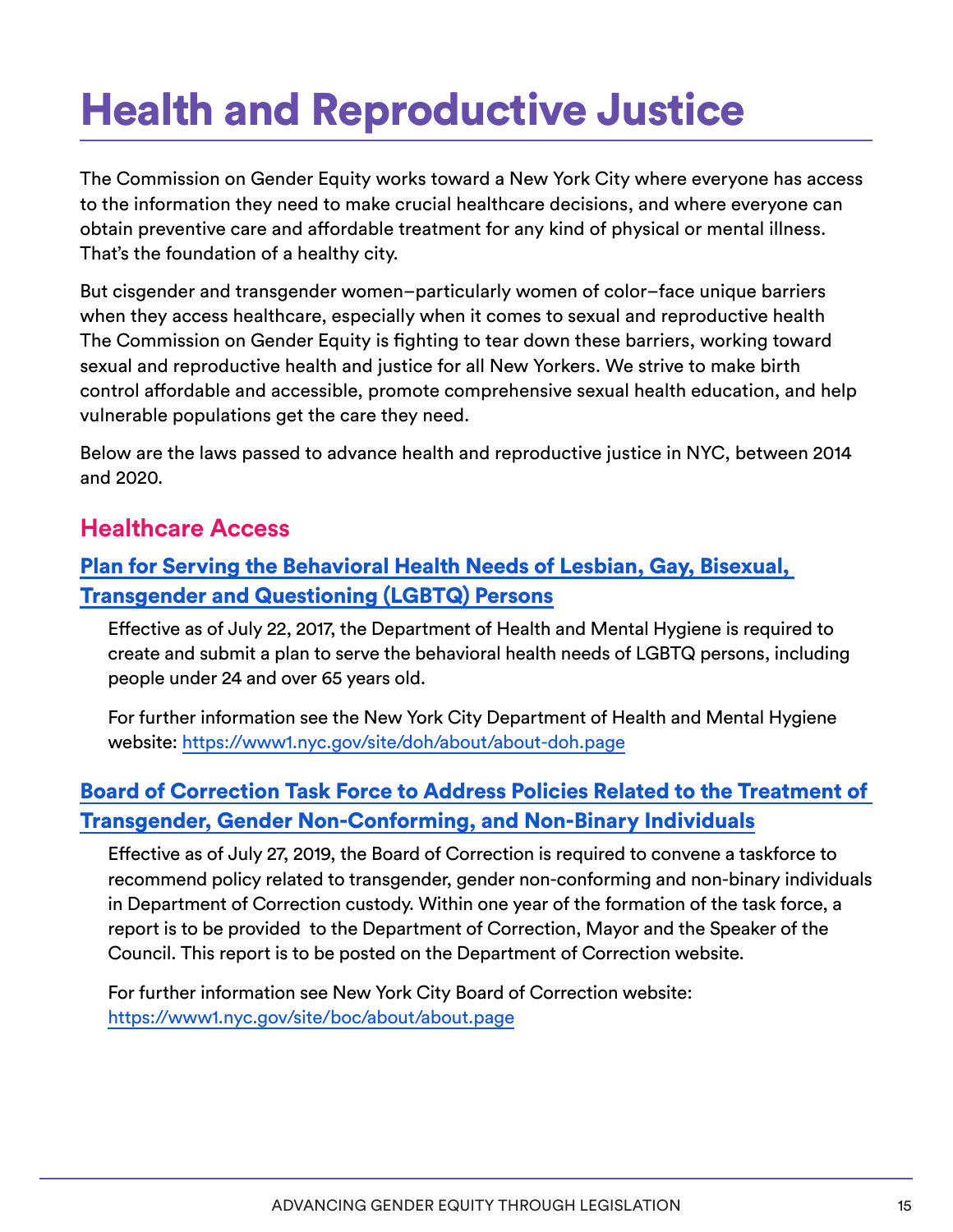# Health and Reproductive Justice

The Commission on Gender Equity works toward a New York City where everyone has access to the information they need to make crucial healthcare decisions, and where everyone can obtain preventive care and affordable treatment for any kind of physical or mental illness. That's the foundation of a healthy city.

But cisgender and transgender women–particularly women of color–face unique barriers when they access healthcare, especially when it comes to sexual and reproductive health The Commission on Gender Equity is fighting to tear down these barriers, working toward sexual and reproductive health and justice for all New Yorkers. We strive to make birth control affordable and accessible, promote comprehensive sexual health education, and help vulnerable populations get the care they need.

Below are the laws passed to advance health and reproductive justice in NYC, between 2014 and 2020.

## Healthcare Access

### Plan for Serving the Behavioral Health Needs of Lesbian, Gay, Bisexual, Transgender and Questioning (LGBTQ) Persons

Effective as of July 22, 2017, the Department of Health and Mental Hygiene is required to create and submit a plan to serve the behavioral health needs of LGBTQ persons, including people under 24 and over 65 years old.

For further information see the New York City Department of Health and Mental Hygiene website: https://www1.nyc.gov/site/doh/about/about-doh.page

### Board of Correction Task Force to Address Policies Related to the Treatment of Transgender, Gender Non-Conforming, and Non-Binary Individuals

Effective as of July 27, 2019, the Board of Correction is required to convene a taskforce to recommend policy related to transgender, gender non-conforming and non-binary individuals in Department of Correction custody. Within one year of the formation of the task force, a report is to be provided to the Department of Correction, Mayor and the Speaker of the Council. This report is to be posted on the Department of Correction website.

For further information see New York City Board of Correction website: https://www1.nyc.gov/site/boc/about/about.page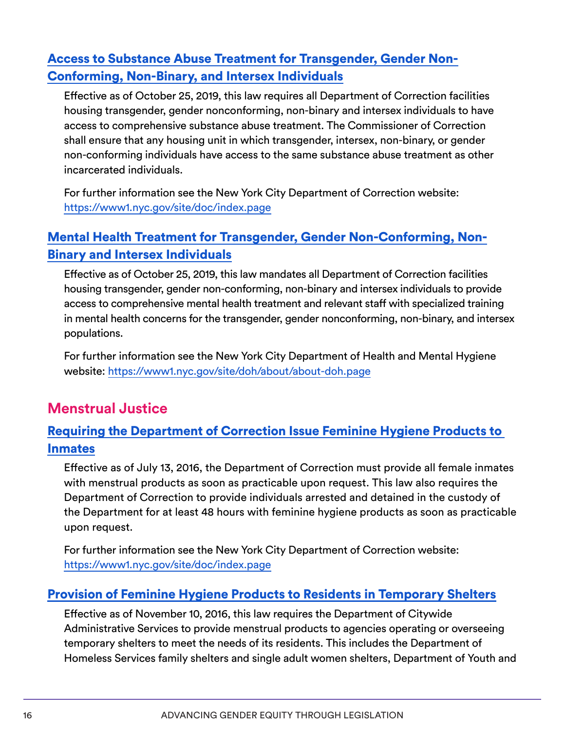### Access to Substance Abuse Treatment for Transgender, Gender Non-Conforming, Non-Binary, and Intersex Individuals

Effective as of October 25, 2019, this law requires all Department of Correction facilities housing transgender, gender nonconforming, non-binary and intersex individuals to have access to comprehensive substance abuse treatment. The Commissioner of Correction shall ensure that any housing unit in which transgender, intersex, non-binary, or gender non-conforming individuals have access to the same substance abuse treatment as other incarcerated individuals.

For further information see the New York City Department of Correction website: https://www1.nyc.gov/site/doc/index.page

### Mental Health Treatment for Transgender, Gender Non-Conforming, Non-Binary and Intersex Individuals

Effective as of October 25, 2019, this law mandates all Department of Correction facilities housing transgender, gender non-conforming, non-binary and intersex individuals to provide access to comprehensive mental health treatment and relevant staff with specialized training in mental health concerns for the transgender, gender nonconforming, non-binary, and intersex populations.

For further information see the New York City Department of Health and Mental Hygiene website: https://www1.nyc.gov/site/doh/about/about-doh.page

## Menstrual Justice

### Requiring the Department of Correction Issue Feminine Hygiene Products to Inmates

Effective as of July 13, 2016, the Department of Correction must provide all female inmates with menstrual products as soon as practicable upon request. This law also requires the Department of Correction to provide individuals arrested and detained in the custody of the Department for at least 48 hours with feminine hygiene products as soon as practicable upon request.

For further information see the New York City Department of Correction website: https://www1.nyc.gov/site/doc/index.page

### Provision of Feminine Hygiene Products to Residents in Temporary Shelters

Effective as of November 10, 2016, this law requires the Department of Citywide Administrative Services to provide menstrual products to agencies operating or overseeing temporary shelters to meet the needs of its residents. This includes the Department of Homeless Services family shelters and single adult women shelters, Department of Youth and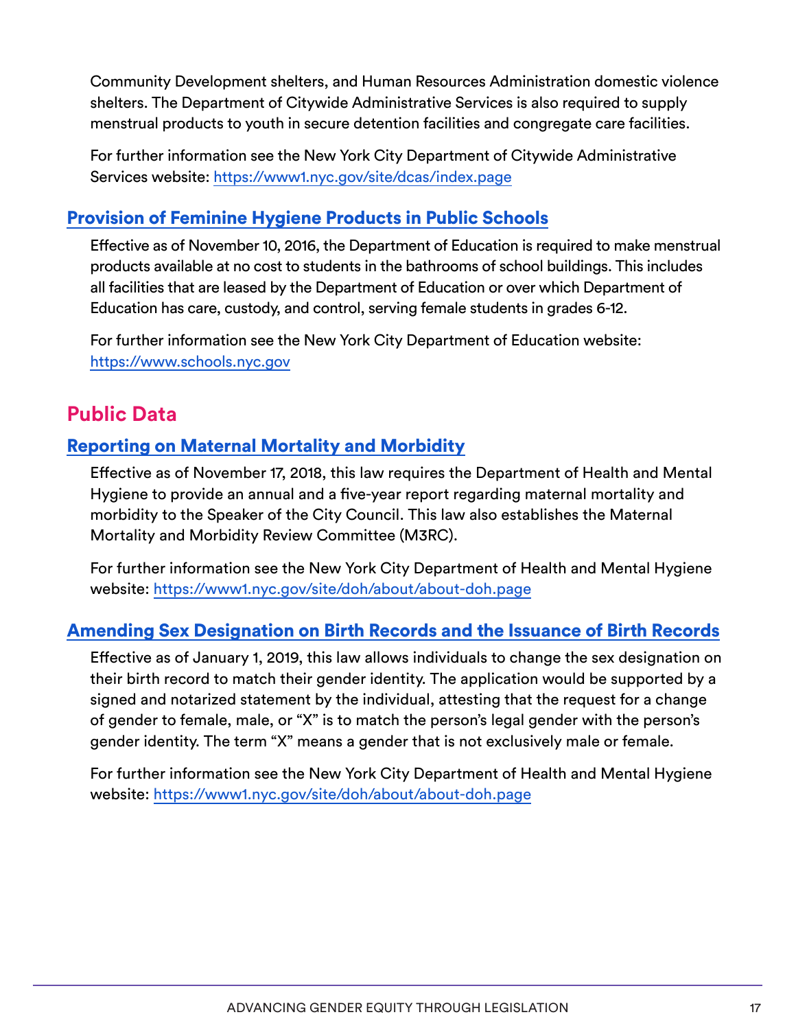Community Development shelters, and Human Resources Administration domestic violence shelters. The Department of Citywide Administrative Services is also required to supply menstrual products to youth in secure detention facilities and congregate care facilities.

For further information see the New York City Department of Citywide Administrative Services website: https://www1.nyc.gov/site/dcas/index.page

### Provision of Feminine Hygiene Products in Public Schools

Effective as of November 10, 2016, the Department of Education is required to make menstrual products available at no cost to students in the bathrooms of school buildings. This includes all facilities that are leased by the Department of Education or over which Department of Education has care, custody, and control, serving female students in grades 6-12.

For further information see the New York City Department of Education website: https://www.schools.nyc.gov

## Public Data

### Reporting on Maternal Mortality and Morbidity

Effective as of November 17, 2018, this law requires the Department of Health and Mental Hygiene to provide an annual and a five-year report regarding maternal mortality and morbidity to the Speaker of the City Council. This law also establishes the Maternal Mortality and Morbidity Review Committee (M3RC).

For further information see the New York City Department of Health and Mental Hygiene website: https://www1.nyc.gov/site/doh/about/about-doh.page

### Amending Sex Designation on Birth Records and the Issuance of Birth Records

Effective as of January 1, 2019, this law allows individuals to change the sex designation on their birth record to match their gender identity. The application would be supported by a signed and notarized statement by the individual, attesting that the request for a change of gender to female, male, or "X" is to match the person's legal gender with the person's gender identity. The term "X" means a gender that is not exclusively male or female.

For further information see the New York City Department of Health and Mental Hygiene website: https://www1.nyc.gov/site/doh/about/about-doh.page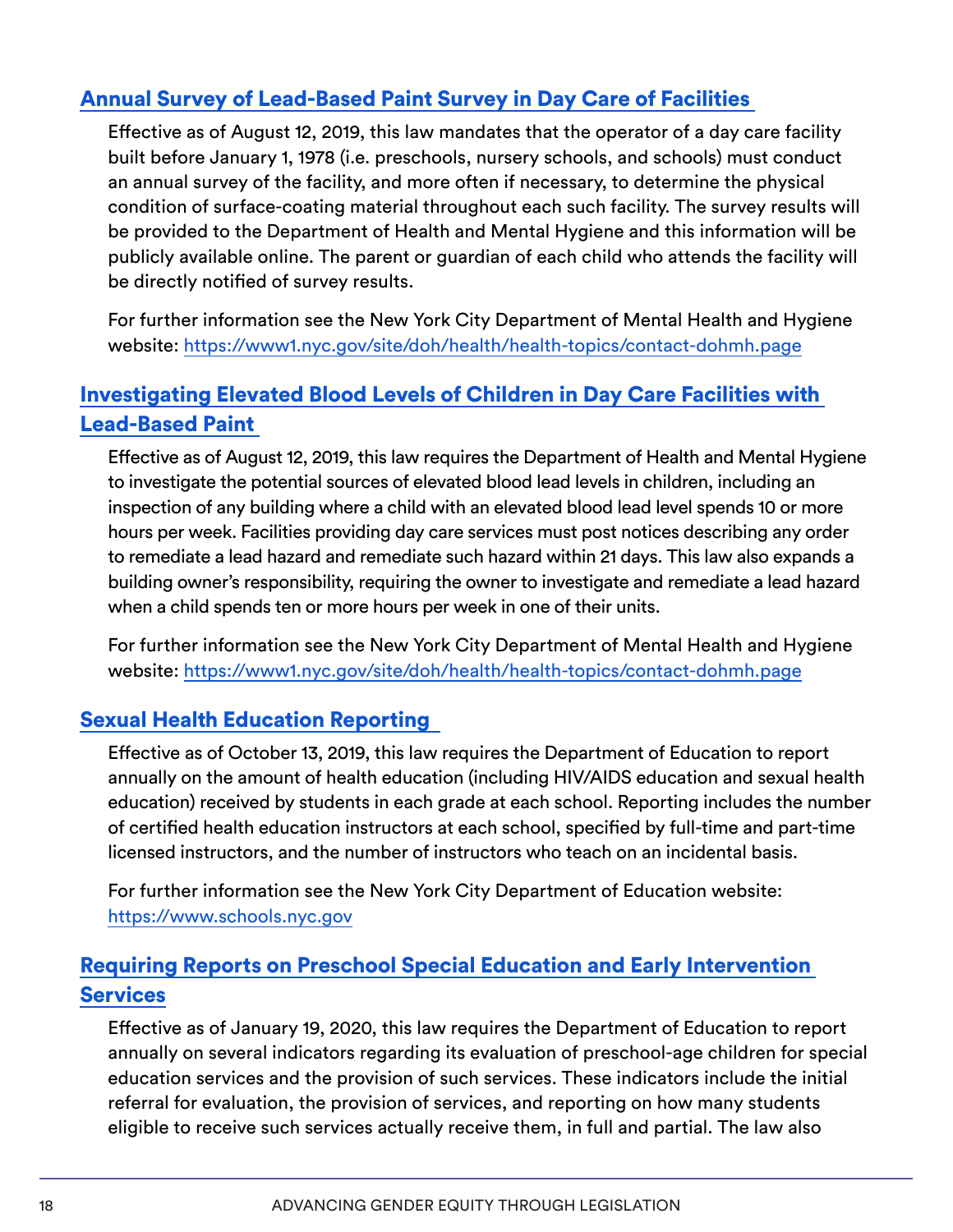## Annual Survey of Lead-Based Paint Survey in Day Care of Facilities

Effective as of August 12, 2019, this law mandates that the operator of a day care facility built before January 1, 1978 (i.e. preschools, nursery schools, and schools) must conduct an annual survey of the facility, and more often if necessary, to determine the physical condition of surface-coating material throughout each such facility. The survey results will be provided to the Department of Health and Mental Hygiene and this information will be publicly available online. The parent or guardian of each child who attends the facility will be directly notified of survey results.

For further information see the New York City Department of Mental Health and Hygiene website: https://www1.nyc.gov/site/doh/health/health-topics/contact-dohmh.page

## Investigating Elevated Blood Levels of Children in Day Care Facilities with Lead-Based Paint

Effective as of August 12, 2019, this law requires the Department of Health and Mental Hygiene to investigate the potential sources of elevated blood lead levels in children, including an inspection of any building where a child with an elevated blood lead level spends 10 or more hours per week. Facilities providing day care services must post notices describing any order to remediate a lead hazard and remediate such hazard within 21 days. This law also expands a building owner's responsibility, requiring the owner to investigate and remediate a lead hazard when a child spends ten or more hours per week in one of their units.

For further information see the New York City Department of Mental Health and Hygiene website: https://www1.nyc.gov/site/doh/health/health-topics/contact-dohmh.page

## Sexual Health Education Reporting

Effective as of October 13, 2019, this law requires the Department of Education to report annually on the amount of health education (including HIV/AIDS education and sexual health education) received by students in each grade at each school. Reporting includes the number of certified health education instructors at each school, specified by full-time and part-time licensed instructors, and the number of instructors who teach on an incidental basis.

For further information see the New York City Department of Education website: https://www.schools.nyc.gov

## Requiring Reports on Preschool Special Education and Early Intervention Services

Effective as of January 19, 2020, this law requires the Department of Education to report annually on several indicators regarding its evaluation of preschool-age children for special education services and the provision of such services. These indicators include the initial referral for evaluation, the provision of services, and reporting on how many students eligible to receive such services actually receive them, in full and partial. The law also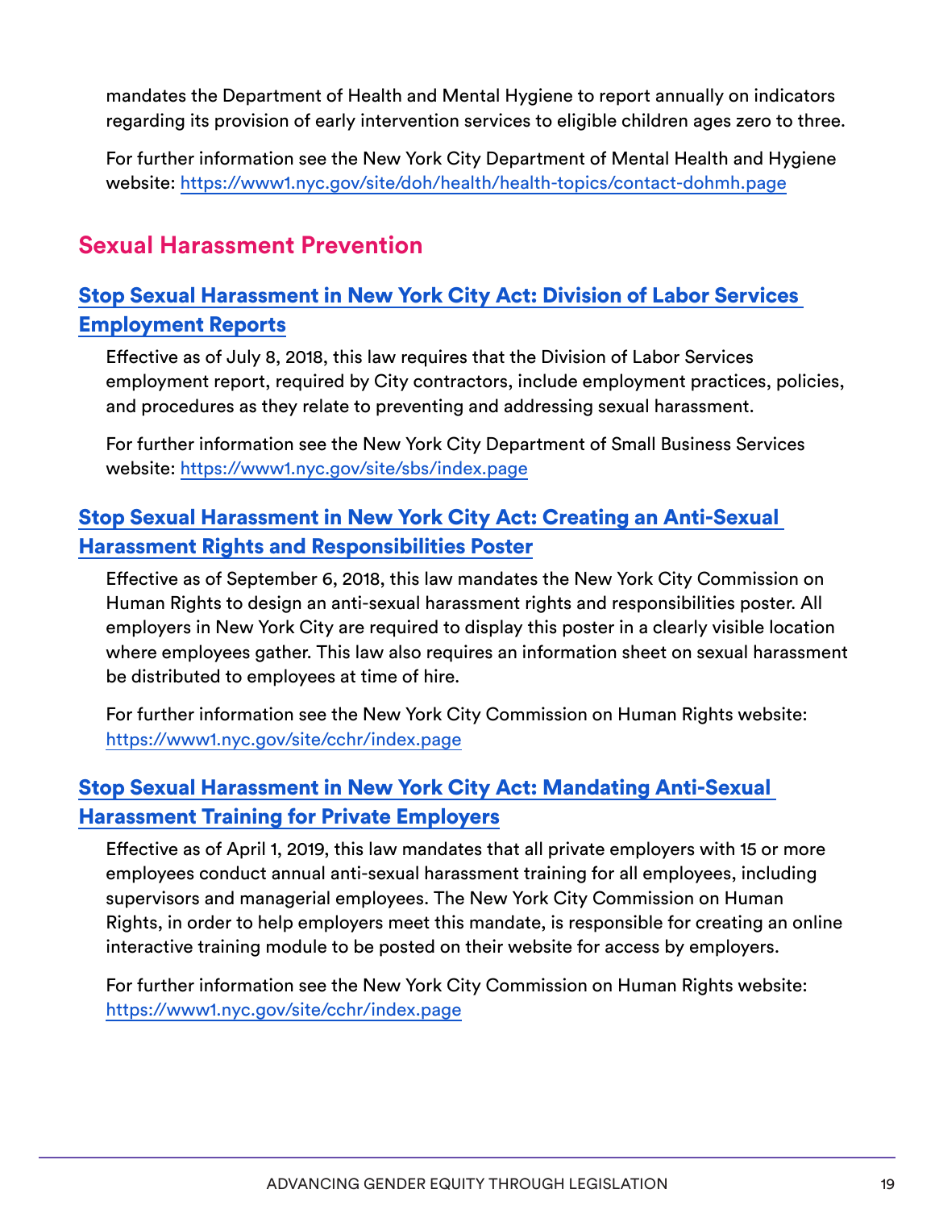mandates the Department of Health and Mental Hygiene to report annually on indicators regarding its provision of early intervention services to eligible children ages zero to three.

For further information see the New York City Department of Mental Health and Hygiene website: [https://www1.nyc.gov/site/doh/health/health-topics/contact-dohmh.page](https://www1.nyc.gov/site/doh/health/health-topics/contact-dohmh.page)

## Sexual Harassment Prevention

### Stop Sexual Harassment in New York City Act: Division of Labor Services Employment Reports

Effective as of July 8, 2018, this law requires that the Division of Labor Services employment report, required by City contractors, include employment practices, policies, and procedures as they relate to preventing and addressing sexual harassment.

For further information see the New York City Department of Small Business Services website: [https://www1.nyc.gov/site/sbs/index.page](https://www1.nyc.gov/site/sbs/index.page)

### Stop Sexual Harassment in New York City Act: Creating an Anti-Sexual Harassment Rights and Responsibilities Poster

Effective as of September 6, 2018, this law mandates the New York City Commission on Human Rights to design an anti-sexual harassment rights and responsibilities poster. All employers in New York City are required to display this poster in a clearly visible location where employees gather. This law also requires an information sheet on sexual harassment be distributed to employees at time of hire.

For further information see the New York City Commission on Human Rights website: [https://www1.nyc.gov/site/cchr/index.page](https://www1.nyc.gov/site/cchr/index.page)

### Stop Sexual Harassment in New York City Act: Mandating Anti-Sexual Harassment Training for Private Employers

Effective as of April 1, 2019, this law mandates that all private employers with 15 or more employees conduct annual anti-sexual harassment training for all employees, including supervisors and managerial employees. The New York City Commission on Human Rights, in order to help employers meet this mandate, is responsible for creating an online interactive training module to be posted on their website for access by employers.

For further information see the New York City Commission on Human Rights website: [https://www1.nyc.gov/site/cchr/index.page](https://www1.nyc.gov/site/cchr/index.page)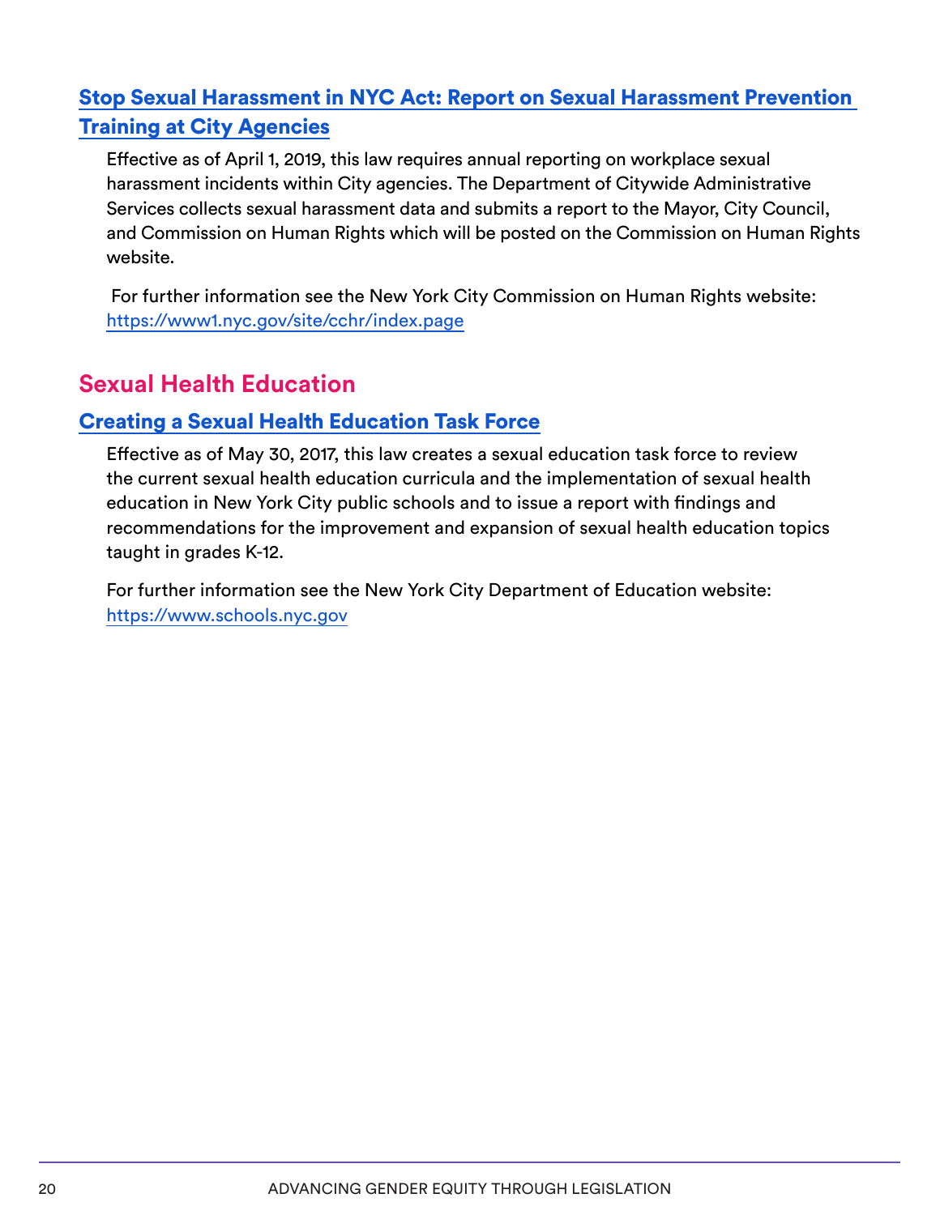### Stop Sexual Harassment in NYC Act: Report on Sexual Harassment Prevention Training at City Agencies

Effective as of April 1, 2019, this law requires annual reporting on workplace sexual harassment incidents within City agencies. The Department of Citywide Administrative Services collects sexual harassment data and submits a report to the Mayor, City Council, and Commission on Human Rights which will be posted on the Commission on Human Rights website.

For further information see the New York City Commission on Human Rights website: https://www1.nyc.gov/site/cchr/index.page

## Sexual Health Education

### Creating a Sexual Health Education Task Force

Effective as of May 30, 2017, this law creates a sexual education task force to review the current sexual health education curricula and the implementation of sexual health education in New York City public schools and to issue a report with findings and recommendations for the improvement and expansion of sexual health education topics taught in grades K-12.

For further information see the New York City Department of Education website: https://www.schools.nyc.gov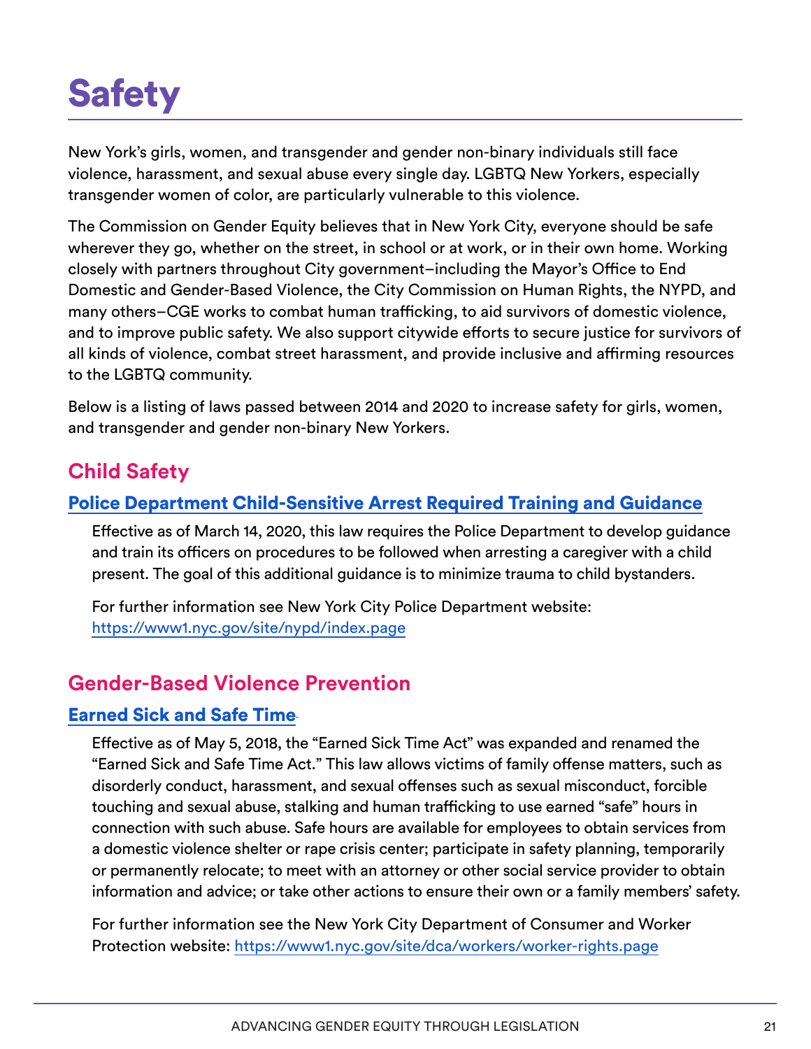# Safety

New York's girls, women, and transgender and gender non-binary individuals still face violence, harassment, and sexual abuse every single day. LGBTQ New Yorkers, especially transgender women of color, are particularly vulnerable to this violence.

The Commission on Gender Equity believes that in New York City, everyone should be safe wherever they go, whether on the street, in school or at work, or in their own home. Working closely with partners throughout City government–including the Mayor's Office to End Domestic and Gender-Based Violence, the City Commission on Human Rights, the NYPD, and many others–CGE works to combat human trafficking, to aid survivors of domestic violence, and to improve public safety. We also support citywide efforts to secure justice for survivors of all kinds of violence, combat street harassment, and provide inclusive and affirming resources to the LGBTQ community.

Below is a listing of laws passed between 2014 and 2020 to increase safety for girls, women, and transgender and gender non-binary New Yorkers.

## Child Safety

### Police Department Child-Sensitive Arrest Required Training and Guidance

Effective as of March 14, 2020, this law requires the Police Department to develop guidance and train its officers on procedures to be followed when arresting a caregiver with a child present. The goal of this additional guidance is to minimize trauma to child bystanders.

For further information see New York City Police Department website: https://www1.nyc.gov/site/nypd/index.page

## Gender-Based Violence Prevention

### Earned Sick and Safe Time

Effective as of May 5, 2018, the "Earned Sick Time Act" was expanded and renamed the "Earned Sick and Safe Time Act." This law allows victims of family offense matters, such as disorderly conduct, harassment, and sexual offenses such as sexual misconduct, forcible touching and sexual abuse, stalking and human trafficking to use earned "safe" hours in connection with such abuse. Safe hours are available for employees to obtain services from a domestic violence shelter or rape crisis center; participate in safety planning, temporarily or permanently relocate; to meet with an attorney or other social service provider to obtain information and advice; or take other actions to ensure their own or a family members' safety.

For further information see the New York City Department of Consumer and Worker Protection website: https://www1.nyc.gov/site/dca/workers/worker-rights.page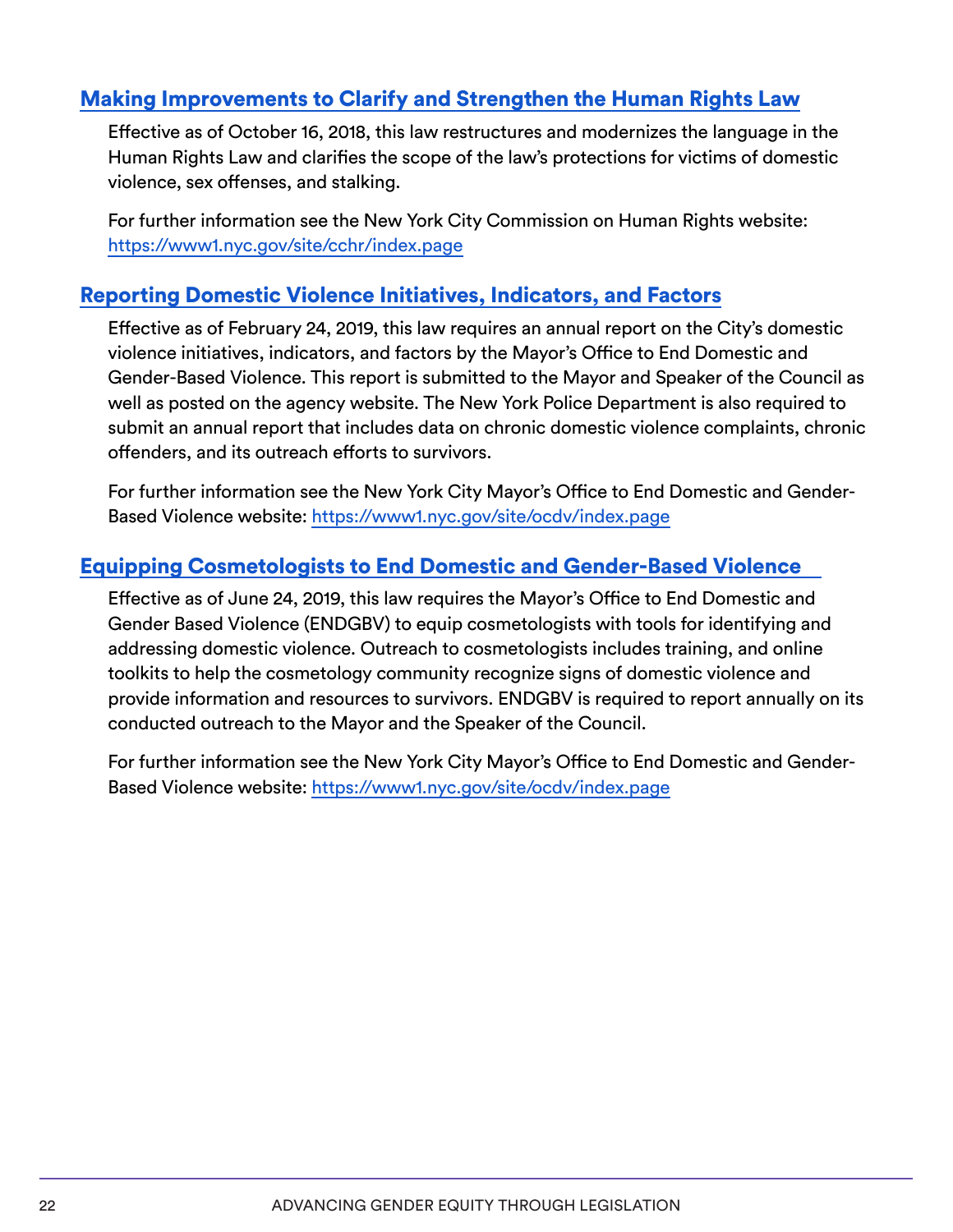## Making Improvements to Clarify and Strengthen the Human Rights Law

Effective as of October 16, 2018, this law restructures and modernizes the language in the Human Rights Law and clarifies the scope of the law's protections for victims of domestic violence, sex offenses, and stalking.

For further information see the New York City Commission on Human Rights website: https://www1.nyc.gov/site/cchr/index.page

## Reporting Domestic Violence Initiatives, Indicators, and Factors

Effective as of February 24, 2019, this law requires an annual report on the City's domestic violence initiatives, indicators, and factors by the Mayor's Office to End Domestic and Gender-Based Violence. This report is submitted to the Mayor and Speaker of the Council as well as posted on the agency website. The New York Police Department is also required to submit an annual report that includes data on chronic domestic violence complaints, chronic offenders, and its outreach efforts to survivors.

For further information see the New York City Mayor's Office to End Domestic and Gender-Based Violence website: https://www1.nyc.gov/site/ocdv/index.page

## Equipping Cosmetologists to End Domestic and Gender-Based Violence

Effective as of June 24, 2019, this law requires the Mayor's Office to End Domestic and Gender Based Violence (ENDGBV) to equip cosmetologists with tools for identifying and addressing domestic violence. Outreach to cosmetologists includes training, and online toolkits to help the cosmetology community recognize signs of domestic violence and provide information and resources to survivors. ENDGBV is required to report annually on its conducted outreach to the Mayor and the Speaker of the Council.

For further information see the New York City Mayor's Office to End Domestic and Gender-Based Violence website: https://www1.nyc.gov/site/ocdv/index.page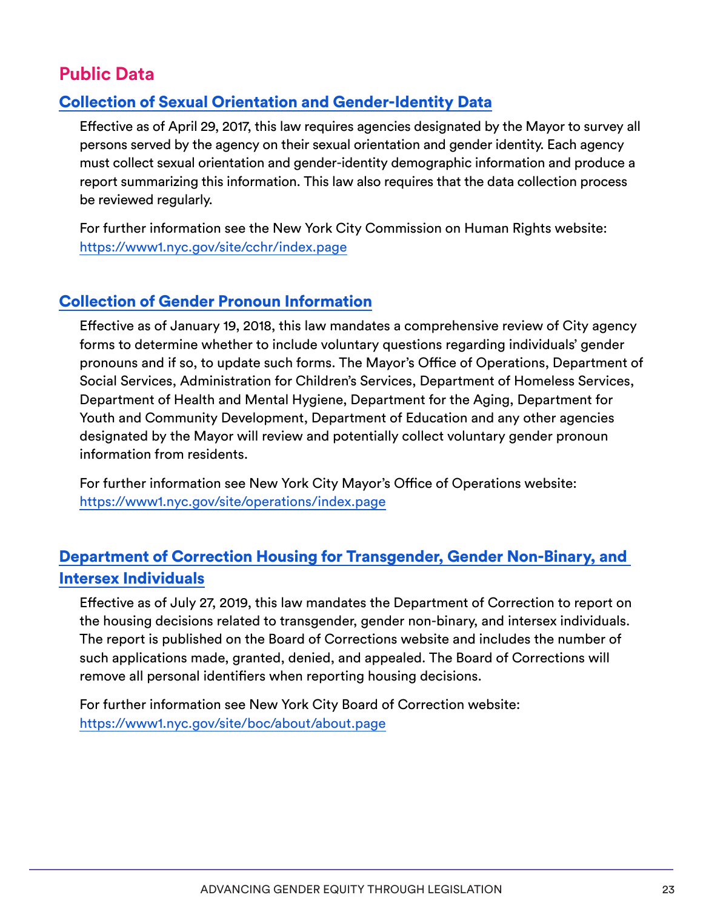## Public Data

### Collection of Sexual Orientation and Gender-Identity Data

Effective as of April 29, 2017, this law requires agencies designated by the Mayor to survey all persons served by the agency on their sexual orientation and gender identity. Each agency must collect sexual orientation and gender-identity demographic information and produce a report summarizing this information. This law also requires that the data collection process be reviewed regularly.

For further information see the New York City Commission on Human Rights website: https://www1.nyc.gov/site/cchr/index.page

### Collection of Gender Pronoun Information

Effective as of January 19, 2018, this law mandates a comprehensive review of City agency forms to determine whether to include voluntary questions regarding individuals' gender pronouns and if so, to update such forms. The Mayor's Office of Operations, Department of Social Services, Administration for Children's Services, Department of Homeless Services, Department of Health and Mental Hygiene, Department for the Aging, Department for Youth and Community Development, Department of Education and any other agencies designated by the Mayor will review and potentially collect voluntary gender pronoun information from residents.

For further information see New York City Mayor's Office of Operations website: https://www1.nyc.gov/site/operations/index.page

### Department of Correction Housing for Transgender, Gender Non-Binary, and Intersex Individuals

Effective as of July 27, 2019, this law mandates the Department of Correction to report on the housing decisions related to transgender, gender non-binary, and intersex individuals. The report is published on the Board of Corrections website and includes the number of such applications made, granted, denied, and appealed. The Board of Corrections will remove all personal identifiers when reporting housing decisions.

For further information see New York City Board of Correction website: https://www1.nyc.gov/site/boc/about/about.page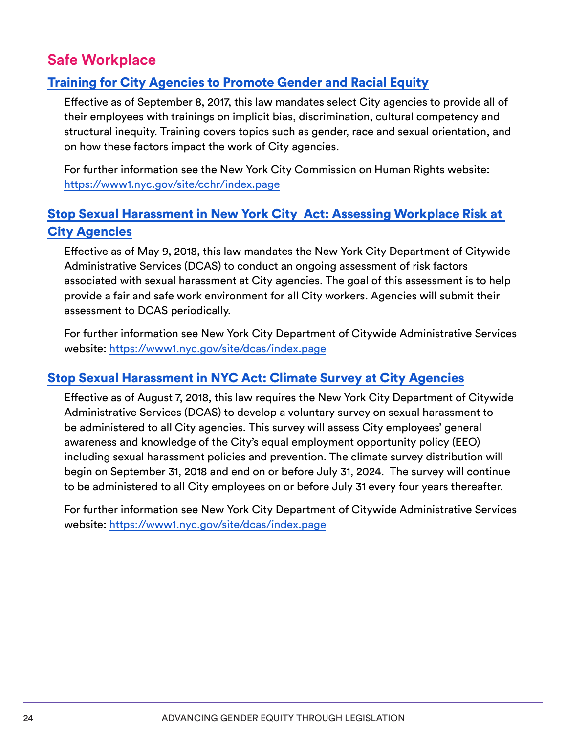## Safe Workplace

### Training for City Agencies to Promote Gender and Racial Equity

Effective as of September 8, 2017, this law mandates select City agencies to provide all of their employees with trainings on implicit bias, discrimination, cultural competency and structural inequity. Training covers topics such as gender, race and sexual orientation, and on how these factors impact the work of City agencies.

For further information see the New York City Commission on Human Rights website: https://www1.nyc.gov/site/cchr/index.page

### Stop Sexual Harassment in New York City Act: Assessing Workplace Risk at City Agencies

Effective as of May 9, 2018, this law mandates the New York City Department of Citywide Administrative Services (DCAS) to conduct an ongoing assessment of risk factors associated with sexual harassment at City agencies. The goal of this assessment is to help provide a fair and safe work environment for all City workers. Agencies will submit their assessment to DCAS periodically.

For further information see New York City Department of Citywide Administrative Services website: https://www1.nyc.gov/site/dcas/index.page

### Stop Sexual Harassment in NYC Act: Climate Survey at City Agencies

Effective as of August 7, 2018, this law requires the New York City Department of Citywide Administrative Services (DCAS) to develop a voluntary survey on sexual harassment to be administered to all City agencies. This survey will assess City employees' general awareness and knowledge of the City's equal employment opportunity policy (EEO) including sexual harassment policies and prevention. The climate survey distribution will begin on September 31, 2018 and end on or before July 31, 2024. The survey will continue to be administered to all City employees on or before July 31 every four years thereafter.

For further information see New York City Department of Citywide Administrative Services website: https://www1.nyc.gov/site/dcas/index.page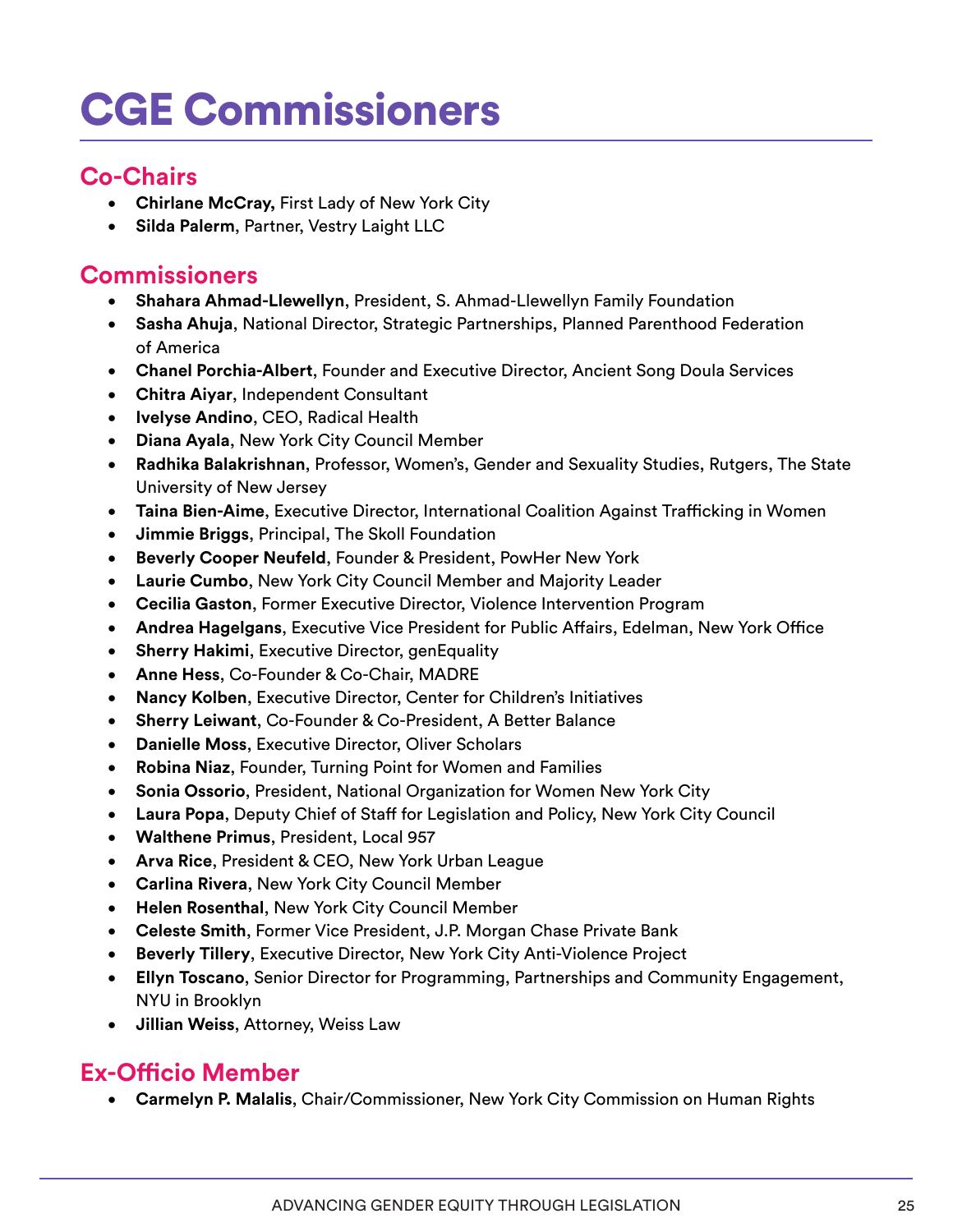# CGE Commissioners

## Co-Chairs

- **Chirlane McCray,** First Lady of New York City
- **Silda Palerm**, Partner, Vestry Laight LLC

## Commissioners

- **Shahara Ahmad-Llewellyn**, President, S. Ahmad-Llewellyn Family Foundation
- **Sasha Ahuja**, National Director, Strategic Partnerships, Planned Parenthood Federation of America
- **Chanel Porchia-Albert**, Founder and Executive Director, Ancient Song Doula Services
- **Chitra Aiyar**, Independent Consultant
- **Ivelyse Andino**, CEO, Radical Health
- **Diana Ayala**, New York City Council Member
- **Radhika Balakrishnan**, Professor, Women's, Gender and Sexuality Studies, Rutgers, The State University of New Jersey
- **Taina Bien-Aime**, Executive Director, International Coalition Against Trafficking in Women
- **Jimmie Briggs**, Principal, The Skoll Foundation
- **Beverly Cooper Neufeld**, Founder & President, PowHer New York
- **Laurie Cumbo**, New York City Council Member and Majority Leader
- **Cecilia Gaston**, Former Executive Director, Violence Intervention Program
- **Andrea Hagelgans**, Executive Vice President for Public Affairs, Edelman, New York Office
- **Sherry Hakimi**, Executive Director, genEquality
- **Anne Hess**, Co-Founder & Co-Chair, MADRE
- **Nancy Kolben**, Executive Director, Center for Children's Initiatives
- **Sherry Leiwant**, Co-Founder & Co-President, A Better Balance
- **Danielle Moss**, Executive Director, Oliver Scholars
- **Robina Niaz**, Founder, Turning Point for Women and Families
- **Sonia Ossorio**, President, National Organization for Women New York City
- **Laura Popa**, Deputy Chief of Staff for Legislation and Policy, New York City Council
- **Walthene Primus**, President, Local 957
- **Arva Rice**, President & CEO, New York Urban League
- **Carlina Rivera**, New York City Council Member
- **Helen Rosenthal**, New York City Council Member
- **Celeste Smith**, Former Vice President, J.P. Morgan Chase Private Bank
- **Beverly Tillery**, Executive Director, New York City Anti-Violence Project
- **Ellyn Toscano**, Senior Director for Programming, Partnerships and Community Engagement, NYU in Brooklyn
- **Jillian Weiss**, Attorney, Weiss Law

## Ex-Officio Member

- **Carmelyn P. Malalis**, Chair/Commissioner, New York City Commission on Human Rights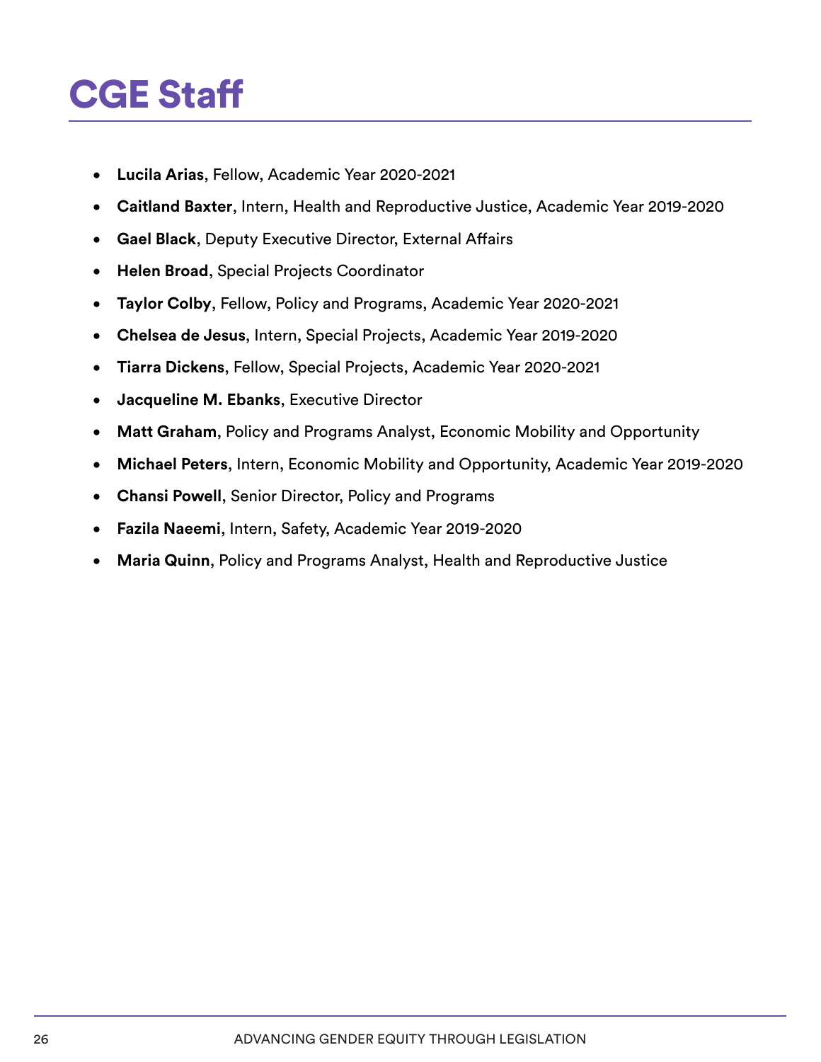# CGE Staff

- **Lucila Arias**, Fellow, Academic Year 2020-2021
- **Caitland Baxter**, Intern, Health and Reproductive Justice, Academic Year 2019-2020
- **Gael Black**, Deputy Executive Director, External Affairs
- **Helen Broad**, Special Projects Coordinator
- **Taylor Colby**, Fellow, Policy and Programs, Academic Year 2020-2021
- **Chelsea de Jesus**, Intern, Special Projects, Academic Year 2019-2020
- **Tiarra Dickens**, Fellow, Special Projects, Academic Year 2020-2021
- **Jacqueline M. Ebanks**, Executive Director
- **Matt Graham**, Policy and Programs Analyst, Economic Mobility and Opportunity
- **Michael Peters**, Intern, Economic Mobility and Opportunity, Academic Year 2019-2020
- **Chansi Powell**, Senior Director, Policy and Programs
- **Fazila Naeemi**, Intern, Safety, Academic Year 2019-2020
- **Maria Quinn**, Policy and Programs Analyst, Health and Reproductive Justice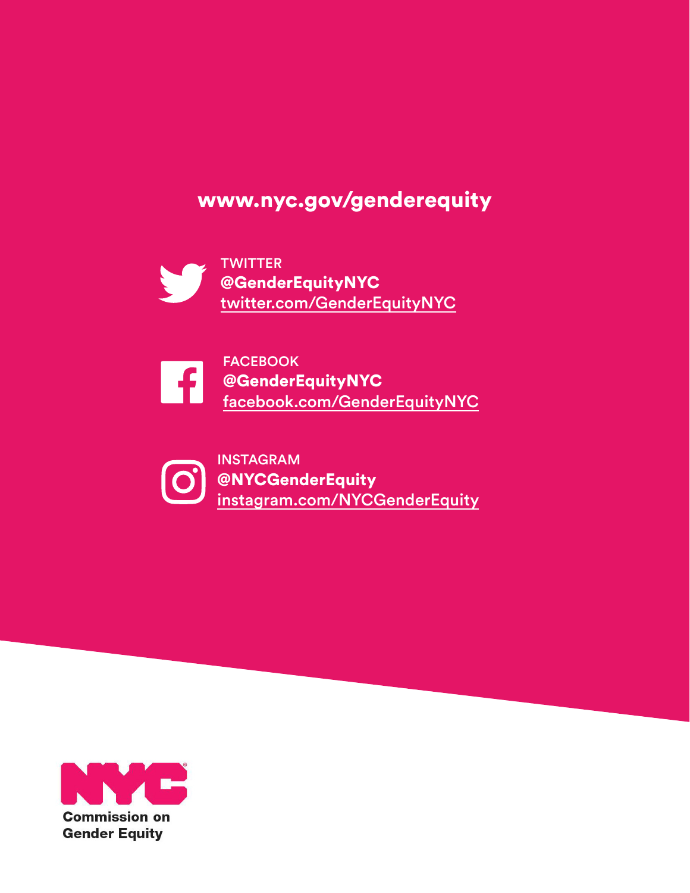**www.nyc.gov/genderequity**

TWITTER
**@GenderEquityNYC**
twitter.com/GenderEquityNYC

FACEBOOK
**@GenderEquityNYC**
facebook.com/GenderEquityNYC

INSTAGRAM
**@NYCGenderEquity**
instagram.com/NYCGenderEquity

NYC
**Commission on Gender Equity**